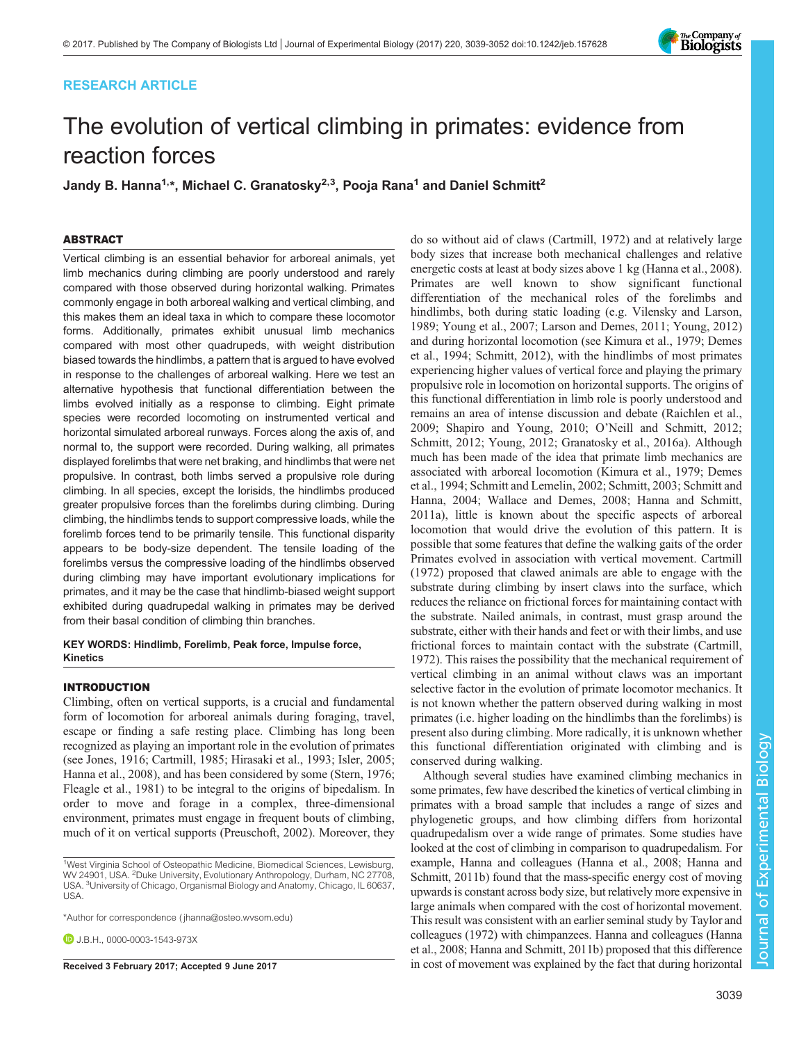RESEARCH ARTICLE

# The evolution of vertical climbing in primates: evidence from reaction forces

**Jandy B. Hanna[1,*], Michael C. Granatosky[2,3], Pooja Rana[1] and Daniel Schmitt[2]**

## ABSTRACT

Vertical climbing is an essential behavior for arboreal animals, yet limb mechanics during climbing are poorly understood and rarely compared with those observed during horizontal walking. Primates commonly engage in both arboreal walking and vertical climbing, and this makes them an ideal taxa in which to compare these locomotor forms. Additionally, primates exhibit unusual limb mechanics compared with most other quadrupeds, with weight distribution biased towards the hindlimbs, a pattern that is argued to have evolved in response to the challenges of arboreal walking. Here we test an alternative hypothesis that functional differentiation between the limbs evolved initially as a response to climbing. Eight primate species were recorded locomoting on instrumented vertical and horizontal simulated arboreal runways. Forces along the axis of, and normal to, the support were recorded. During walking, all primates displayed forelimbs that were net braking, and hindlimbs that were net propulsive. In contrast, both limbs served a propulsive role during climbing. In all species, except the lorisids, the hindlimbs produced greater propulsive forces than the forelimbs during climbing. During climbing, the hindlimbs tends to support compressive loads, while the forelimb forces tend to be primarily tensile. This functional disparity appears to be body-size dependent. The tensile loading of the forelimbs versus the compressive loading of the hindlimbs observed during climbing may have important evolutionary implications for primates, and it may be the case that hindlimb-biased weight support exhibited during quadrupedal walking in primates may be derived from their basal condition of climbing thin branches.

**KEY WORDS: Hindlimb, Forelimb, Peak force, Impulse force, Kinetics**

## INTRODUCTION

Climbing, often on vertical supports, is a crucial and fundamental form of locomotion for arboreal animals during foraging, travel, escape or finding a safe resting place. Climbing has long been recognized as playing an important role in the evolution of primates (see Jones, 1916; Cartmill, 1985; Hirasaki et al., 1993; Isler, 2005; Hanna et al., 2008), and has been considered by some (Stern, 1976; Fleagle et al., 1981) to be integral to the origins of bipedalism. In order to move and forage in a complex, three-dimensional environment, primates must engage in frequent bouts of climbing, much of it on vertical supports (Preuschoft, 2002). Moreover, they do so without aid of claws (Cartmill, 1972) and at relatively large body sizes that increase both mechanical challenges and relative energetic costs at least at body sizes above 1 kg (Hanna et al., 2008). Primates are well known to show significant functional differentiation of the mechanical roles of the forelimbs and hindlimbs, both during static loading (e.g. Vilensky and Larson, 1989; Young et al., 2007; Larson and Demes, 2011; Young, 2012) and during horizontal locomotion (see Kimura et al., 1979; Demes et al., 1994; Schmitt, 2012), with the hindlimbs of most primates experiencing higher values of vertical force and playing the primary propulsive role in locomotion on horizontal supports. The origins of this functional differentiation in limb role is poorly understood and remains an area of intense discussion and debate (Raichlen et al., 2009; Shapiro and Young, 2010; O'Neill and Schmitt, 2012; Schmitt, 2012; Young, 2012; Granatosky et al., 2016a). Although much has been made of the idea that primate limb mechanics are associated with arboreal locomotion (Kimura et al., 1979; Demes et al., 1994; Schmitt and Lemelin, 2002; Schmitt, 2003; Schmitt and Hanna, 2004; Wallace and Demes, 2008; Hanna and Schmitt, 2011a), little is known about the specific aspects of arboreal locomotion that would drive the evolution of this pattern. It is possible that some features that define the walking gaits of the order Primates evolved in association with vertical movement. Cartmill (1972) proposed that clawed animals are able to engage with the substrate during climbing by insert claws into the surface, which reduces the reliance on frictional forces for maintaining contact with the substrate. Nailed animals, in contrast, must grasp around the substrate, either with their hands and feet or with their limbs, and use frictional forces to maintain contact with the substrate (Cartmill, 1972). This raises the possibility that the mechanical requirement of vertical climbing in an animal without claws was an important selective factor in the evolution of primate locomotor mechanics. It is not known whether the pattern observed during walking in most primates (i.e. higher loading on the hindlimbs than the forelimbs) is present also during climbing. More radically, it is unknown whether this functional differentiation originated with climbing and is conserved during walking.

Although several studies have examined climbing mechanics in some primates, few have described the kinetics of vertical climbing in primates with a broad sample that includes a range of sizes and phylogenetic groups, and how climbing differs from horizontal quadrupedalism over a wide range of primates. Some studies have looked at the cost of climbing in comparison to quadrupedalism. For example, Hanna and colleagues (Hanna et al., 2008; Hanna and Schmitt, 2011b) found that the mass-specific energy cost of moving upwards is constant across body size, but relatively more expensive in large animals when compared with the cost of horizontal movement. This result was consistent with an earlier seminal study by Taylor and colleagues (1972) with chimpanzees. Hanna and colleagues (Hanna et al., 2008; Hanna and Schmitt, 2011b) proposed that this difference in cost of movement was explained by the fact that during horizontal

[1]West Virginia School of Osteopathic Medicine, Biomedical Sciences, Lewisburg, WV 24901, USA. [2]Duke University, Evolutionary Anthropology, Durham, NC 27708, USA. [3]University of Chicago, Organismal Biology and Anatomy, Chicago, IL 60637, USA.

*Author for correspondence (jhanna@osteo.wvsom.edu)

J.B.H., 0000-0003-1543-973X

**Received 3 February 2017; Accepted 9 June 2017**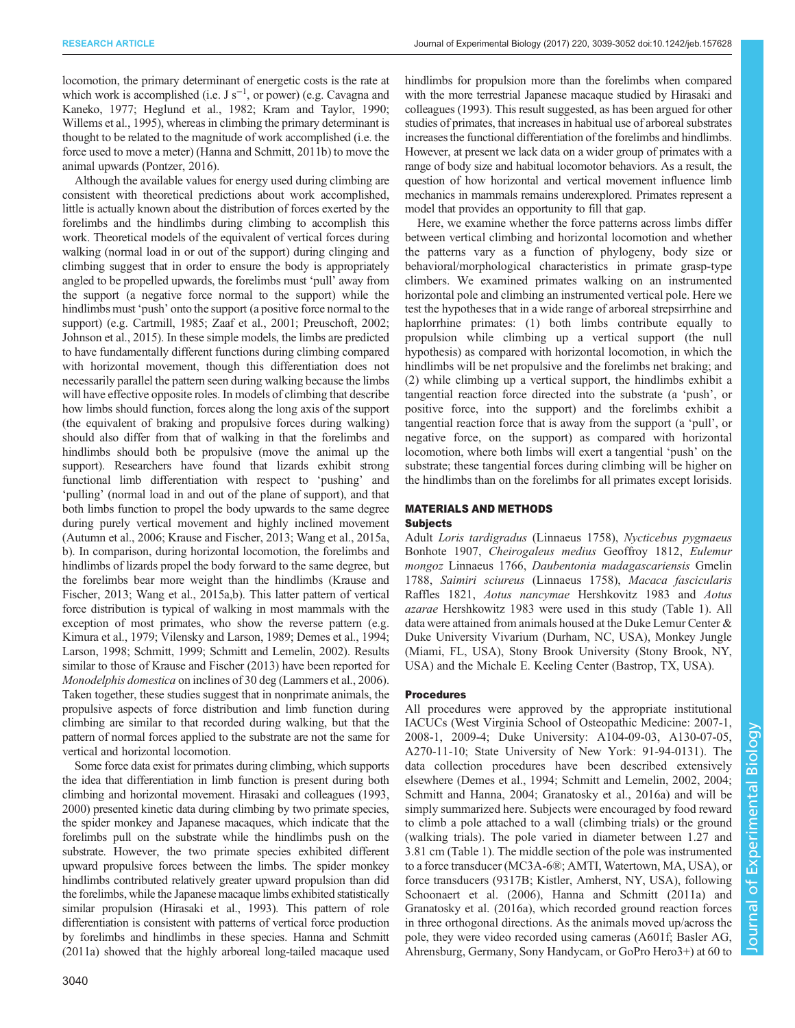locomotion, the primary determinant of energetic costs is the rate at which work is accomplished (i.e. J $s^{-1}$, or power) (e.g. Cavagna and Kaneko, 1977; Heglund et al., 1982; Kram and Taylor, 1990; Willems et al., 1995), whereas in climbing the primary determinant is thought to be related to the magnitude of work accomplished (i.e. the force used to move a meter) (Hanna and Schmitt, 2011b) to move the animal upwards (Pontzer, 2016).

Although the available values for energy used during climbing are consistent with theoretical predictions about work accomplished, little is actually known about the distribution of forces exerted by the forelimbs and the hindlimbs during climbing to accomplish this work. Theoretical models of the equivalent of vertical forces during walking (normal load in or out of the support) during clinging and climbing suggest that in order to ensure the body is appropriately angled to be propelled upwards, the forelimbs must 'pull' away from the support (a negative force normal to the support) while the hindlimbs must 'push' onto the support (a positive force normal to the support) (e.g. Cartmill, 1985; Zaaf et al., 2001; Preuschoft, 2002; Johnson et al., 2015). In these simple models, the limbs are predicted to have fundamentally different functions during climbing compared with horizontal movement, though this differentiation does not necessarily parallel the pattern seen during walking because the limbs will have effective opposite roles. In models of climbing that describe how limbs should function, forces along the long axis of the support (the equivalent of braking and propulsive forces during walking) should also differ from that of walking in that the forelimbs and hindlimbs should both be propulsive (move the animal up the support). Researchers have found that lizards exhibit strong functional limb differentiation with respect to 'pushing' and 'pulling' (normal load in and out of the plane of support), and that both limbs function to propel the body upwards to the same degree during purely vertical movement and highly inclined movement (Autumn et al., 2006; Krause and Fischer, 2013; Wang et al., 2015a, b). In comparison, during horizontal locomotion, the forelimbs and hindlimbs of lizards propel the body forward to the same degree, but the forelimbs bear more weight than the hindlimbs (Krause and Fischer, 2013; Wang et al., 2015a,b). This latter pattern of vertical force distribution is typical of walking in most mammals with the exception of most primates, who show the reverse pattern (e.g. Kimura et al., 1979; Vilensky and Larson, 1989; Demes et al., 1994; Larson, 1998; Schmitt, 1999; Schmitt and Lemelin, 2002). Results similar to those of Krause and Fischer (2013) have been reported for *Monodelphis domestica* on inclines of 30 deg (Lammers et al., 2006). Taken together, these studies suggest that in nonprimate animals, the propulsive aspects of force distribution and limb function during climbing are similar to that recorded during walking, but that the pattern of normal forces applied to the substrate are not the same for vertical and horizontal locomotion.

Some force data exist for primates during climbing, which supports the idea that differentiation in limb function is present during both climbing and horizontal movement. Hirasaki and colleagues (1993, 2000) presented kinetic data during climbing by two primate species, the spider monkey and Japanese macaques, which indicate that the forelimbs pull on the substrate while the hindlimbs push on the substrate. However, the two primate species exhibited different upward propulsive forces between the limbs. The spider monkey hindlimbs contributed relatively greater upward propulsion than did the forelimbs, while the Japanese macaque limbs exhibited statistically similar propulsion (Hirasaki et al., 1993). This pattern of role differentiation is consistent with patterns of vertical force production by forelimbs and hindlimbs in these species. Hanna and Schmitt (2011a) showed that the highly arboreal long-tailed macaque used hindlimbs for propulsion more than the forelimbs when compared with the more terrestrial Japanese macaque studied by Hirasaki and colleagues (1993). This result suggested, as has been argued for other studies of primates, that increases in habitual use of arboreal substrates increases the functional differentiation of the forelimbs and hindlimbs. However, at present we lack data on a wider group of primates with a range of body size and habitual locomotor behaviors. As a result, the question of how horizontal and vertical movement influence limb mechanics in mammals remains underexplored. Primates represent a model that provides an opportunity to fill that gap.

Here, we examine whether the force patterns across limbs differ between vertical climbing and horizontal locomotion and whether the patterns vary as a function of phylogeny, body size or behavioral/morphological characteristics in primate grasp-type climbers. We examined primates walking on an instrumented horizontal pole and climbing an instrumented vertical pole. Here we test the hypotheses that in a wide range of strepsirrhine and haplorhine primates: (1) both limbs contribute equally to propulsion while climbing up a vertical support (the null hypothesis) as compared with horizontal locomotion, in which the hindlimbs will be net propulsive and the forelimbs net braking; and (2) while climbing up a vertical support, the hindlimbs exhibit a tangential reaction force directed into the substrate (a 'push', or positive force, into the support) and the forelimbs exhibit a tangential reaction force that is away from the support (a 'pull', or negative force, on the support) as compared with horizontal locomotion, where both limbs will exert a tangential 'push' on the substrate; these tangential forces during climbing will be higher on the hindlimbs than on the forelimbs for all primates except lorisids.

## MATERIALS AND METHODS

### Subjects

Adult *Loris tardigradus* (Linnaeus 1758), *Nycticebus pygmaeus* Bonhote 1907, *Cheirogaleus medius* Geoffroy 1812, *Eulemur mongoz* Linnaeus 1766, *Daubentonia madagascariensis* Gmelin 1788, *Saimiri sciureus* (Linnaeus 1758), *Macaca fascicularis* Raffles 1821, *Aotus nancymae* Hershkovitz 1983 and *Aotus azarae* Hershkowitz 1983 were used in this study (Table 1). All data were attained from animals housed at the Duke Lemur Center & Duke University Vivarium (Durham, NC, USA), Monkey Jungle (Miami, FL, USA), Stony Brook University (Stony Brook, NY, USA) and the Michale E. Keeling Center (Bastrop, TX, USA).

### Procedures

All procedures were approved by the appropriate institutional IACUCs (West Virginia School of Osteopathic Medicine: 2007-1, 2008-1, 2009-4; Duke University: A104-09-03, A130-07-05, A270-11-10; State University of New York: 91-94-0131). The data collection procedures have been described extensively elsewhere (Demes et al., 1994; Schmitt and Lemelin, 2002, 2004; Schmitt and Hanna, 2004; Granatosky et al., 2016a) and will be simply summarized here. Subjects were encouraged by food reward to climb a pole attached to a wall (climbing trials) or the ground (walking trials). The pole varied in diameter between 1.27 and 3.81 cm (Table 1). The middle section of the pole was instrumented to a force transducer (MC3A-6®; AMTI, Watertown, MA, USA), or force transducers (9317B; Kistler, Amherst, NY, USA), following Schoonaert et al. (2006), Hanna and Schmitt (2011a) and Granatosky et al. (2016a), which recorded ground reaction forces in three orthogonal directions. As the animals moved up/across the pole, they were video recorded using cameras (A601f; Basler AG, Ahrensburg, Germany, Sony Handycam, or GoPro Hero3+) at 60 to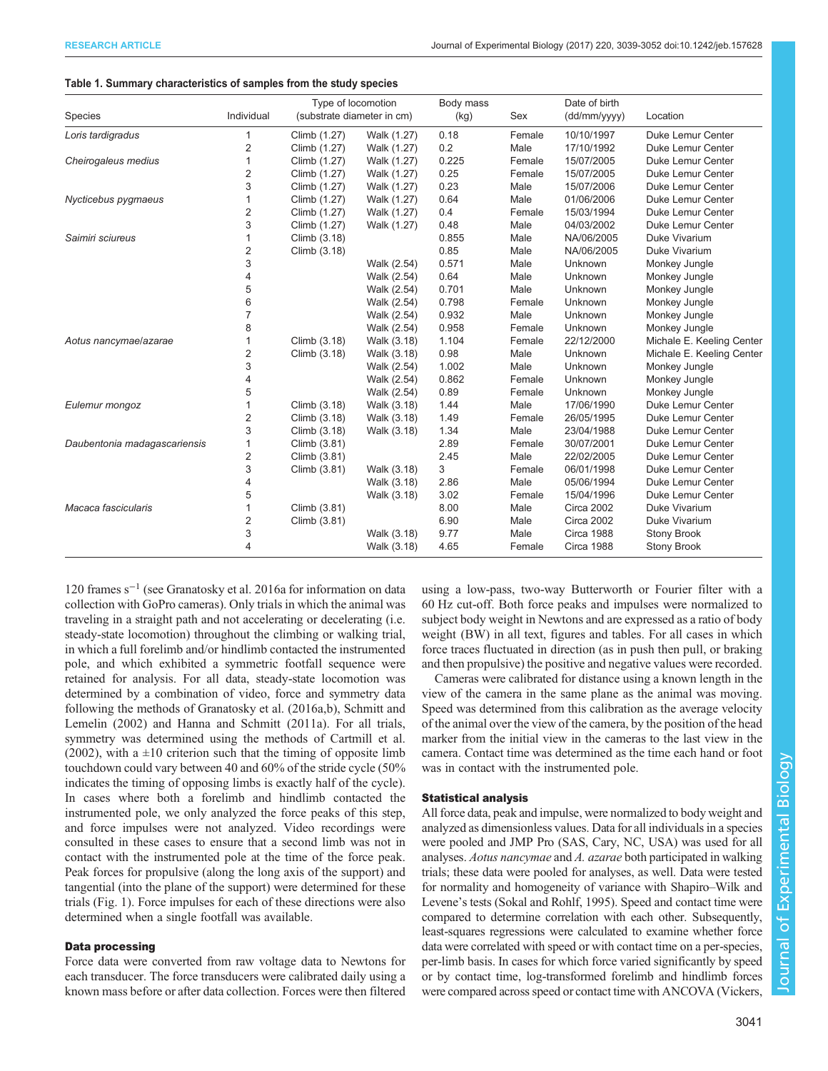**Table 1. Summary characteristics of samples from the study species**

| Species | Individual | Type of locomotion (substrate diameter in cm) | | Body mass (kg) | Sex | Date of birth (dd/mm/yyyy) | Location |
|---|---|---|---|---|---|---|---|
| *Loris tardigradus* | 1 | Climb (1.27) | Walk (1.27) | 0.18 | Female | 10/10/1997 | Duke Lemur Center |
| | 2 | Climb (1.27) | Walk (1.27) | 0.2 | Male | 17/10/1992 | Duke Lemur Center |
| *Cheirogaleus medius* | 1 | Climb (1.27) | Walk (1.27) | 0.225 | Female | 15/07/2005 | Duke Lemur Center |
| | 2 | Climb (1.27) | Walk (1.27) | 0.25 | Female | 15/07/2005 | Duke Lemur Center |
| | 3 | Climb (1.27) | Walk (1.27) | 0.23 | Male | 15/07/2006 | Duke Lemur Center |
| *Nycticebus pygmaeus* | 1 | Climb (1.27) | Walk (1.27) | 0.64 | Male | 01/06/2006 | Duke Lemur Center |
| | 2 | Climb (1.27) | Walk (1.27) | 0.4 | Female | 15/03/1994 | Duke Lemur Center |
| | 3 | Climb (1.27) | Walk (1.27) | 0.48 | Male | 04/03/2002 | Duke Lemur Center |
| *Saimiri sciureus* | 1 | Climb (3.18) | | 0.855 | Male | NA/06/2005 | Duke Vivarium |
| | 2 | Climb (3.18) | | 0.85 | Male | NA/06/2005 | Duke Vivarium |
| | 3 | | Walk (2.54) | 0.571 | Male | Unknown | Monkey Jungle |
| | 4 | | Walk (2.54) | 0.64 | Male | Unknown | Monkey Jungle |
| | 5 | | Walk (2.54) | 0.701 | Male | Unknown | Monkey Jungle |
| | 6 | | Walk (2.54) | 0.798 | Female | Unknown | Monkey Jungle |
| | 7 | | Walk (2.54) | 0.932 | Male | Unknown | Monkey Jungle |
| | 8 | | Walk (2.54) | 0.958 | Female | Unknown | Monkey Jungle |
| *Aotus nancymae/azarae* | 1 | Climb (3.18) | Walk (3.18) | 1.104 | Female | 22/12/2000 | Michale E. Keeling Center |
| | 2 | Climb (3.18) | Walk (3.18) | 0.98 | Male | Unknown | Michale E. Keeling Center |
| | 3 | | Walk (2.54) | 1.002 | Male | Unknown | Monkey Jungle |
| | 4 | | Walk (2.54) | 0.862 | Female | Unknown | Monkey Jungle |
| | 5 | | Walk (2.54) | 0.89 | Female | Unknown | Monkey Jungle |
| *Eulemur mongoz* | 1 | Climb (3.18) | Walk (3.18) | 1.44 | Male | 17/06/1990 | Duke Lemur Center |
| | 2 | Climb (3.18) | Walk (3.18) | 1.49 | Female | 26/05/1995 | Duke Lemur Center |
| | 3 | Climb (3.18) | Walk (3.18) | 1.34 | Male | 23/04/1988 | Duke Lemur Center |
| *Daubentonia madagascariensis* | 1 | Climb (3.81) | | 2.89 | Female | 30/07/2001 | Duke Lemur Center |
| | 2 | Climb (3.81) | | 2.45 | Male | 22/02/2005 | Duke Lemur Center |
| | 3 | Climb (3.81) | Walk (3.18) | 3 | Female | 06/01/1998 | Duke Lemur Center |
| | 4 | | Walk (3.18) | 2.86 | Male | 05/06/1994 | Duke Lemur Center |
| | 5 | | Walk (3.18) | 3.02 | Female | 15/04/1996 | Duke Lemur Center |
| *Macaca fascicularis* | 1 | Climb (3.81) | | 8.00 | Male | Circa 2002 | Duke Vivarium |
| | 2 | Climb (3.81) | | 6.90 | Male | Circa 2002 | Duke Vivarium |
| | 3 | | Walk (3.18) | 9.77 | Male | Circa 1988 | Stony Brook |
| | 4 | | Walk (3.18) | 4.65 | Female | Circa 1988 | Stony Brook |

120 frames s$^{-1}$ (see Granatosky et al. 2016a for information on data collection with GoPro cameras). Only trials in which the animal was traveling in a straight path and not accelerating or decelerating (i.e. steady-state locomotion) throughout the climbing or walking trial, in which a full forelimb and/or hindlimb contacted the instrumented pole, and which exhibited a symmetric footfall sequence were retained for analysis. For all data, steady-state locomotion was determined by a combination of video, force and symmetry data following the methods of Granatosky et al. (2016a,b), Schmitt and Lemelin (2002) and Hanna and Schmitt (2011a). For all trials, symmetry was determined using the methods of Cartmill et al. (2002), with a ±10 criterion such that the timing of opposite limb touchdown could vary between 40 and 60% of the stride cycle (50% indicates the timing of opposing limbs is exactly half of the cycle). In cases where both a forelimb and hindlimb contacted the instrumented pole, we only analyzed the force peaks of this step, and force impulses were not analyzed. Video recordings were consulted in these cases to ensure that a second limb was not in contact with the instrumented pole at the time of the force peak. Peak forces for propulsive (along the long axis of the support) and tangential (into the plane of the support) were determined for these trials (Fig. 1). Force impulses for each of these directions were also determined when a single footfall was available.

## Data processing

Force data were converted from raw voltage data to Newtons for each transducer. The force transducers were calibrated daily using a known mass before or after data collection. Forces were then filtered using a low-pass, two-way Butterworth or Fourier filter with a 60 Hz cut-off. Both force peaks and impulses were normalized to subject body weight in Newtons and are expressed as a ratio of body weight (BW) in all text, figures and tables. For all cases in which force traces fluctuated in direction (as in push then pull, or braking and then propulsive) the positive and negative values were recorded.

Cameras were calibrated for distance using a known length in the view of the camera in the same plane as the animal was moving. Speed was determined from this calibration as the average velocity of the animal over the view of the camera, by the position of the head marker from the initial view in the cameras to the last view in the camera. Contact time was determined as the time each hand or foot was in contact with the instrumented pole.

## Statistical analysis

All force data, peak and impulse, were normalized to body weight and analyzed as dimensionless values. Data for all individuals in a species were pooled and JMP Pro (SAS, Cary, NC, USA) was used for all analyses. *Aotus nancymae* and *A. azarae* both participated in walking trials; these data were pooled for analyses, as well. Data were tested for normality and homogeneity of variance with Shapiro–Wilk and Levene's tests (Sokal and Rohlf, 1995). Speed and contact time were compared to determine correlation with each other. Subsequently, least-squares regressions were calculated to examine whether force data were correlated with speed or with contact time on a per-species, per-limb basis. In cases for which force varied significantly by speed or by contact time, log-transformed forelimb and hindlimb forces were compared across speed or contact time with ANCOVA (Vickers,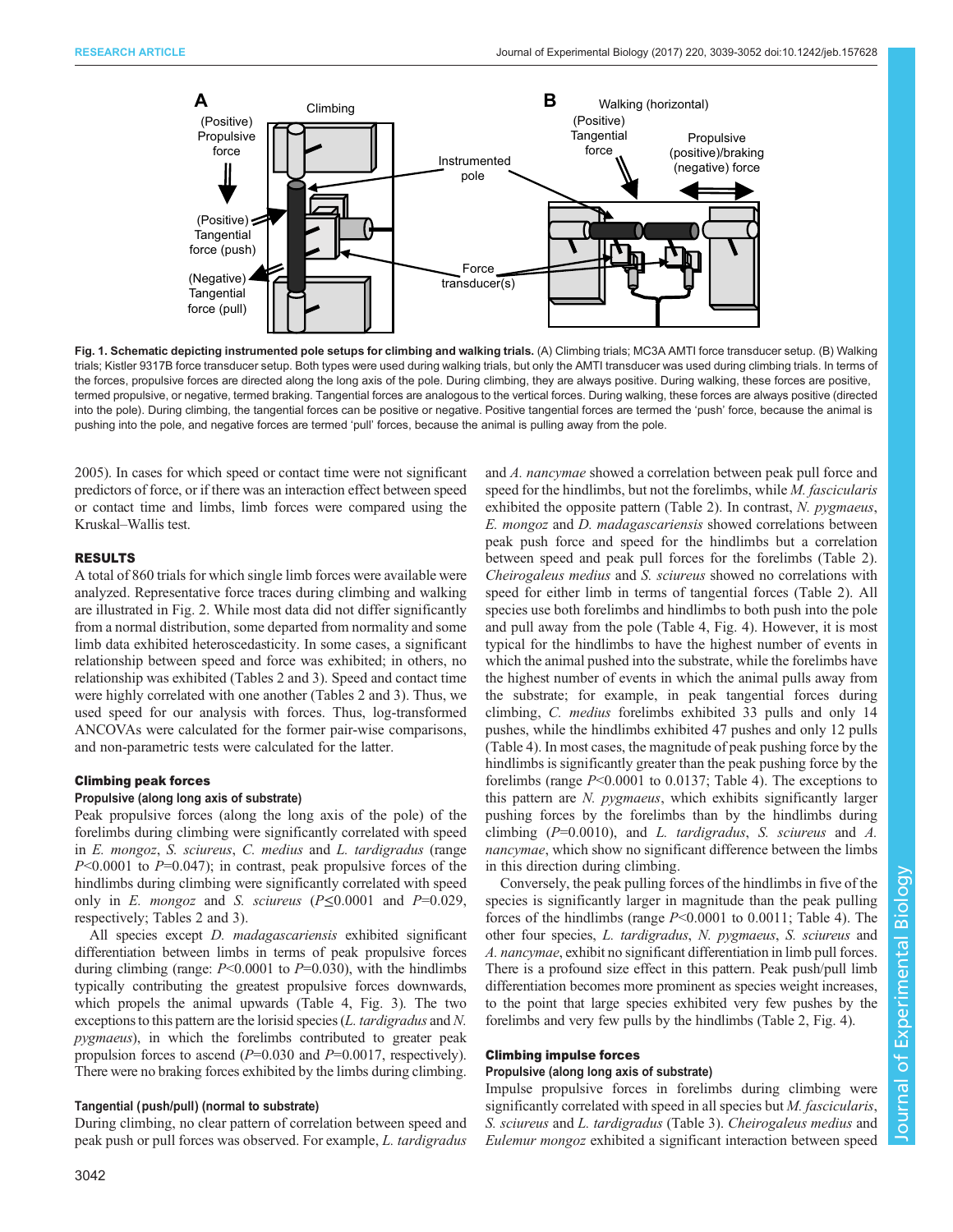Fig. 1. Schematic depicting instrumented pole setups for climbing and walking trials. (A) Climbing trials; MC3A AMTI force transducer setup. (B) Walking trials; Kistler 9317B force transducer setup. Both types were used during walking trials, but only the AMTI transducer was used during climbing trials. In terms of the forces, propulsive forces are directed along the long axis of the pole. During climbing, they are always positive. During walking, these forces are positive, termed propulsive, or negative, termed braking. Tangential forces are analogous to the vertical forces. During walking, these forces are always positive (directed into the pole). During climbing, the tangential forces can be positive or negative. Positive tangential forces are termed the 'push' force, because the animal is pushing into the pole, and negative forces are termed 'pull' forces, because the animal is pulling away from the pole.

2005). In cases for which speed or contact time were not significant predictors of force, or if there was an interaction effect between speed or contact time and limbs, limb forces were compared using the Kruskal–Wallis test.

## RESULTS

A total of 860 trials for which single limb forces were available were analyzed. Representative force traces during climbing and walking are illustrated in Fig. 2. While most data did not differ significantly from a normal distribution, some departed from normality and some limb data exhibited heteroscedasticity. In some cases, a significant relationship between speed and force was exhibited; in others, no relationship was exhibited (Tables 2 and 3). Speed and contact time were highly correlated with one another (Tables 2 and 3). Thus, we used speed for our analysis with forces. Thus, log-transformed ANCOVAs were calculated for the former pair-wise comparisons, and non-parametric tests were calculated for the latter.

### Climbing peak forces

#### Propulsive (along long axis of substrate)

Peak propulsive forces (along the long axis of the pole) of the forelimbs during climbing were significantly correlated with speed in *E. mongoz*, *S. sciureus*, *C. medius* and *L. tardigradus* (range $P$<0.0001 to $P$=0.047); in contrast, peak propulsive forces of the hindlimbs during climbing were significantly correlated with speed only in *E. mongoz* and *S. sciureus* ($P$≤0.0001 and $P$=0.029, respectively; Tables 2 and 3).

All species except *D. madagascariensis* exhibited significant differentiation between limbs in terms of peak propulsive forces during climbing (range: $P$<0.0001 to $P$=0.030), with the hindlimbs typically contributing the greatest propulsive forces downwards, which propels the animal upwards (Table 4, Fig. 3). The two exceptions to this pattern are the lorisid species (*L. tardigradus* and *N. pygmaeus*), in which the forelimbs contributed to greater peak propulsion forces to ascend ($P$=0.030 and $P$=0.0017, respectively). There were no braking forces exhibited by the limbs during climbing.

#### Tangential (push/pull) (normal to substrate)

During climbing, no clear pattern of correlation between speed and peak push or pull forces was observed. For example, *L. tardigradus* and *A. nancymae* showed a correlation between peak pull force and speed for the hindlimbs, but not the forelimbs, while *M. fascicularis* exhibited the opposite pattern (Table 2). In contrast, *N. pygmaeus*, *E. mongoz* and *D. madagascariensis* showed correlations between peak push force and speed for the hindlimbs but a correlation between speed and peak pull forces for the forelimbs (Table 2). *Cheirogaleus medius* and *S. sciureus* showed no correlations with speed for either limb in terms of tangential forces (Table 2). All species use both forelimbs and hindlimbs to both push into the pole and pull away from the pole (Table 4, Fig. 4). However, it is most typical for the hindlimbs to have the highest number of events in which the animal pushed into the substrate, while the forelimbs have the highest number of events in which the animal pulls away from the substrate; for example, in peak tangential forces during climbing, *C. medius* forelimbs exhibited 33 pulls and only 14 pushes, while the hindlimbs exhibited 47 pushes and only 12 pulls (Table 4). In most cases, the magnitude of peak pushing force by the hindlimbs is significantly greater than the peak pushing force by the forelimbs (range $P$<0.0001 to 0.0137; Table 4). The exceptions to this pattern are *N. pygmaeus*, which exhibits significantly larger pushing forces by the forelimbs than by the hindlimbs during climbing ($P$=0.0010), and *L. tardigradus*, *S. sciureus* and *A. nancymae*, which show no significant difference between the limbs in this direction during climbing.

Conversely, the peak pulling forces of the hindlimbs in five of the species is significantly larger in magnitude than the peak pulling forces of the hindlimbs (range $P$<0.0001 to 0.0011; Table 4). The other four species, *L. tardigradus*, *N. pygmaeus*, *S. sciureus* and *A. nancymae*, exhibit no significant differentiation in limb pull forces. There is a profound size effect in this pattern. Peak push/pull limb differentiation becomes more prominent as species weight increases, to the point that large species exhibited very few pushes by the forelimbs and very few pulls by the hindlimbs (Table 2, Fig. 4).

### Climbing impulse forces

#### Propulsive (along long axis of substrate)

Impulse propulsive forces in forelimbs during climbing were significantly correlated with speed in all species but *M. fascicularis*, *S. sciureus* and *L. tardigradus* (Table 3). *Cheirogaleus medius* and *Eulemur mongoz* exhibited a significant interaction between speed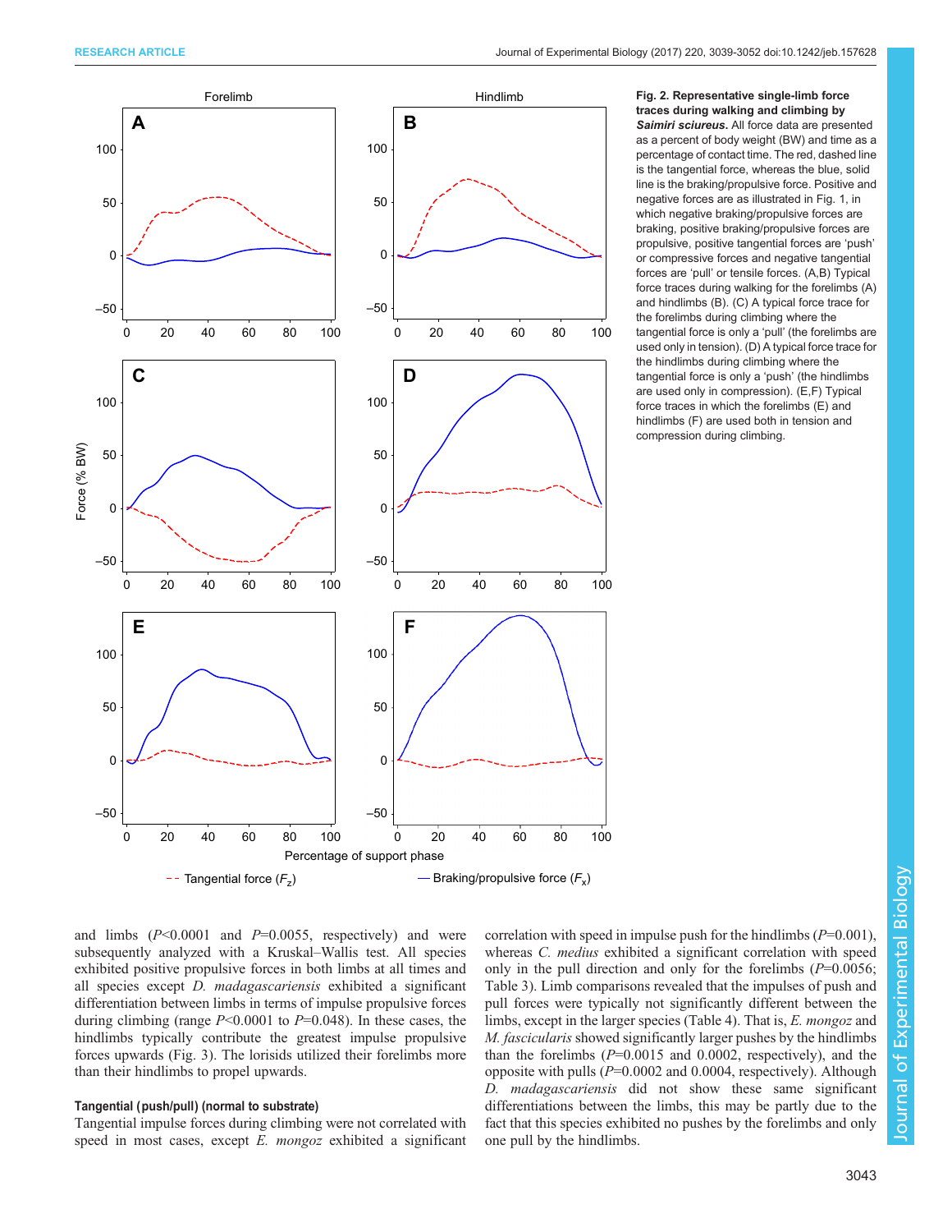**Fig. 2. Representative single-limb force traces during walking and climbing by *Saimiri sciureus*.** All force data are presented as a percent of body weight (BW) and time as a percentage of contact time. The red, dashed line is the tangential force, whereas the blue, solid line is the braking/propulsive force. Positive and negative forces are as illustrated in Fig. 1, in which negative braking/propulsive forces are braking, positive braking/propulsive forces are propulsive, positive tangential forces are 'push' or compressive forces and negative tangential forces are 'pull' or tensile forces. (A,B) Typical force traces during walking for the forelimbs (A) and hindlimbs (B). (C) A typical force trace for the forelimbs during climbing where the tangential force is only a 'pull' (the forelimbs are used only in tension). (D) A typical force trace for the hindlimbs during climbing where the tangential force is only a 'push' (the hindlimbs are used only in compression). (E,F) Typical force traces in which the forelimbs (E) and hindlimbs (F) are used both in tension and compression during climbing.

and limbs ($P<0.0001$ and $P=0.0055$, respectively) and were subsequently analyzed with a Kruskal–Wallis test. All species exhibited positive propulsive forces in both limbs at all times and all species except *D. madagascariensis* exhibited a significant differentiation between limbs in terms of impulse propulsive forces during climbing (range $P<0.0001$ to $P=0.048$). In these cases, the hindlimbs typically contribute the greatest impulse propulsive forces upwards (Fig. 3). The lorisids utilized their forelimbs more than their hindlimbs to propel upwards.

### Tangential (push/pull) (normal to substrate)

Tangential impulse forces during climbing were not correlated with speed in most cases, except *E. mongoz* exhibited a significant correlation with speed in impulse push for the hindlimbs ($P=0.001$), whereas *C. medius* exhibited a significant correlation with speed only in the pull direction and only for the forelimbs ($P=0.0056$; Table 3). Limb comparisons revealed that the impulses of push and pull forces were typically not significantly different between the limbs, except in the larger species (Table 4). That is, *E. mongoz* and *M. fascicularis* showed significantly larger pushes by the hindlimbs than the forelimbs ($P=0.0015$ and 0.0002, respectively), and the opposite with pulls ($P=0.0002$ and 0.0004, respectively). Although *D. madagascariensis* did not show these same significant differentiations between the limbs, this may be partly due to the fact that this species exhibited no pushes by the forelimbs and only one pull by the hindlimbs.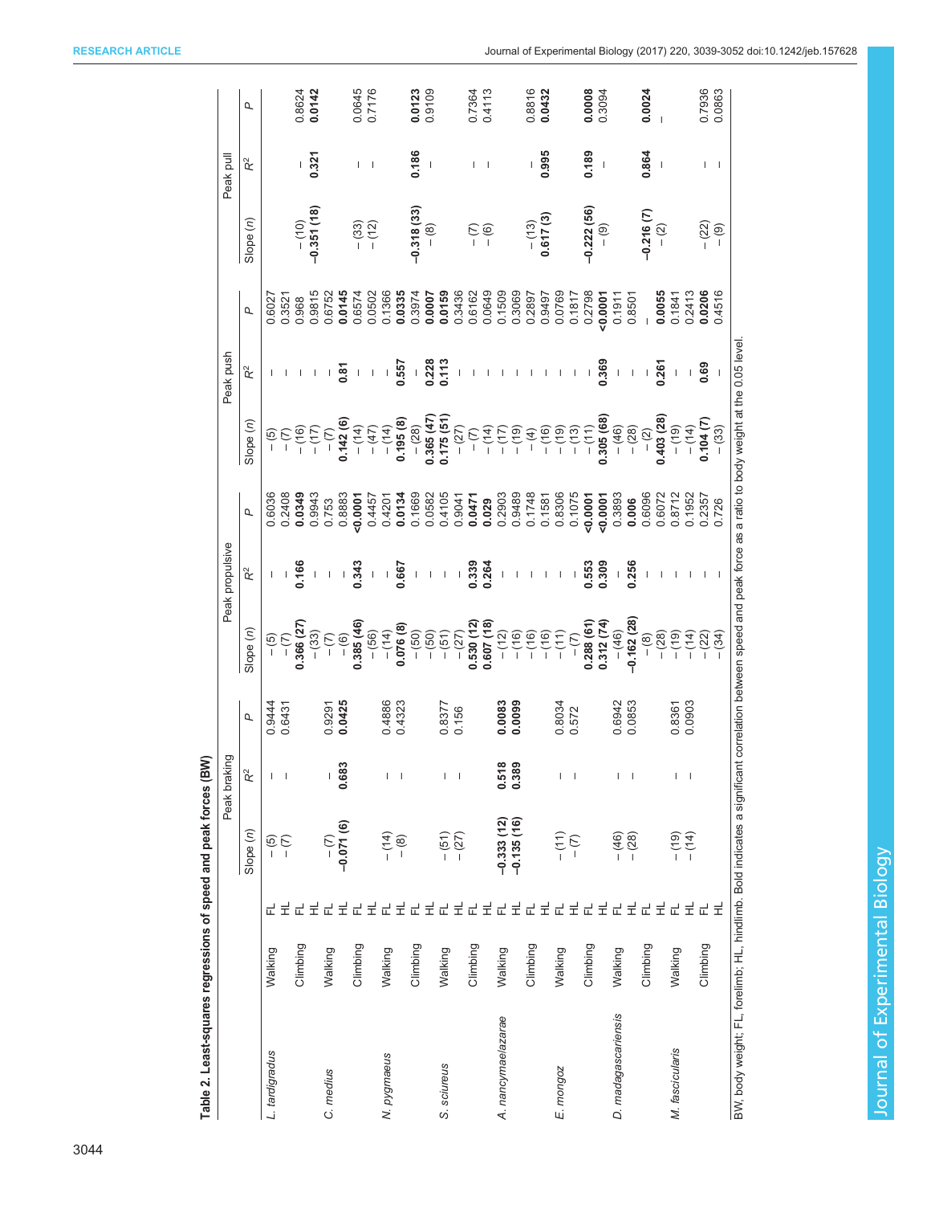**Table 2. Least-squares regressions of speed and peak forces (BW)**

| | | | Peak braking | | | Peak propulsive | | | Peak push | | | Peak pull | | |
|---|---|---|---|---|---|---|---|---|---|---|---|---|---|---|
| | | | Slope (*n*) | $R^2$ | *P* | Slope (*n*) | $R^2$ | *P* | Slope (*n*) | $R^2$ | *P* | Slope (*n*) | $R^2$ | *P* |
| *L. tardigradus* | Walking | FL | – (5) | – | 0.9444 | – (5) | – | 0.6036 | – (5) | – | 0.6027 | | | |
| | | HL | – (7) | – | 0.6431 | – (7) | – | 0.2408 | – (7) | – | 0.3521 | | | |
| | Climbing | FL | | | | **0.366 (27)** | **0.166** | **0.0349** | – (16) | – | 0.968 | – (10) | – | 0.8624 |
| | | HL | | | | – (33) | – | 0.9943 | – (17) | – | 0.9815 | **−0.351 (18)** | **0.321** | **0.0142** |
| *C. medius* | Walking | FL | – (7) | – | 0.9291 | – (7) | – | 0.753 | – (7) | – | 0.6752 | | | |
| | | HL | **−0.071 (6)** | **0.683** | **0.0425** | – (6) | – | 0.8883 | **0.142 (6)** | **0.81** | **0.0145** | | | |
| | Climbing | FL | | | | **0.385 (46)** | **0.343** | **<0.0001** | – (14) | – | 0.6574 | – (33) | – | 0.0645 |
| | | HL | | | | – (56) | – | 0.4457 | – (47) | – | 0.0502 | – (12) | – | 0.7176 |
| *N. pygmaeus* | Walking | FL | – (14) | – | 0.4886 | – (14) | – | 0.4201 | – (14) | – | 0.1366 | | | |
| | | HL | – (8) | – | 0.4323 | **0.076 (8)** | **0.667** | **0.0134** | **0.195 (8)** | **0.557** | **0.0335** | | | |
| | Climbing | FL | | | | – (50) | – | 0.1669 | – (28) | – | 0.3974 | **−0.318 (33)** | **0.186** | **0.0123** |
| | | HL | | | | – (50) | – | 0.0582 | **0.365 (47)** | **0.228** | **0.0007** | – (8) | – | 0.9109 |
| *S. sciureus* | Walking | FL | – (51) | – | 0.8377 | – (51) | – | 0.4105 | **0.175 (51)** | **0.113** | **0.0159** | | | |
| | | HL | – (27) | – | 0.156 | – (27) | – | 0.9041 | – (27) | – | 0.3436 | | | |
| | Climbing | FL | | | | **0.530 (12)** | **0.339** | **0.0471** | – (7) | – | 0.6162 | – (7) | – | 0.7364 |
| | | HL | | | | **0.607 (18)** | **0.264** | **0.029** | – (14) | – | 0.0649 | – (6) | – | 0.4113 |
| *A. nancymaelazarae* | Walking | FL | **−0.333 (12)** | **0.518** | **0.0083** | – (12) | – | 0.2903 | – (17) | – | 0.1509 | | | |
| | | HL | **−0.135 (16)** | **0.389** | **0.0099** | – (16) | – | 0.9489 | – (19) | – | 0.3069 | | | |
| | Climbing | FL | | | | – (16) | – | 0.1748 | – (4) | – | 0.2897 | – (13) | – | 0.8816 |
| | | HL | | | | – (16) | – | 0.1581 | – (16) | – | 0.9497 | **0.617 (3)** | **0.995** | **0.0432** |
| *E. mongoz* | Walking | FL | – (11) | – | 0.8034 | – (11) | – | 0.8306 | – (19) | – | 0.0769 | | | |
| | | HL | – (7) | – | 0.572 | – (7) | – | 0.1075 | – (13) | – | 0.1817 | | | |
| | Climbing | FL | | | | **0.288 (61)** | **0.553** | **<0.0001** | – (11) | – | 0.2798 | **−0.222 (56)** | **0.189** | **0.0008** |
| | | HL | | | | **0.312 (74)** | **0.309** | **<0.0001** | **0.305 (68)** | **0.369** | **<0.0001** | – (9) | – | 0.3094 |
| *D. madagascariensis* | Walking | FL | – (46) | – | 0.6942 | – (46) | – | 0.3893 | – (46) | – | 0.1911 | | | |
| | | HL | – (28) | – | 0.0853 | **−0.162 (28)** | **0.256** | **0.006** | – (28) | – | 0.8501 | | | |
| | Climbing | FL | | | | – (8) | – | 0.6096 | – (2) | – | – | **−0.216 (7)** | **0.864** | **0.0024** |
| | | HL | | | | – (28) | – | 0.6072 | **0.403 (28)** | **0.261** | **0.0055** | – (2) | – | – |
| *M. fascicularis* | Walking | FL | – (19) | – | 0.8361 | – (19) | – | 0.8712 | – (19) | – | 0.1841 | | | |
| | | HL | – (14) | – | 0.0903 | – (14) | – | 0.1952 | – (14) | – | 0.2413 | | | |
| | Climbing | FL | | | | – (22) | – | 0.2357 | **0.104 (7)** | **0.69** | **0.0206** | – (22) | – | 0.7936 |
| | | HL | | | | – (34) | – | 0.726 | – (33) | – | 0.4516 | – (9) | – | 0.0863 |

BW, body weight; FL, forelimb; HL, hindlimb. Bold indicates a significant correlation between speed and peak force as a ratio to body weight at the 0.05 level.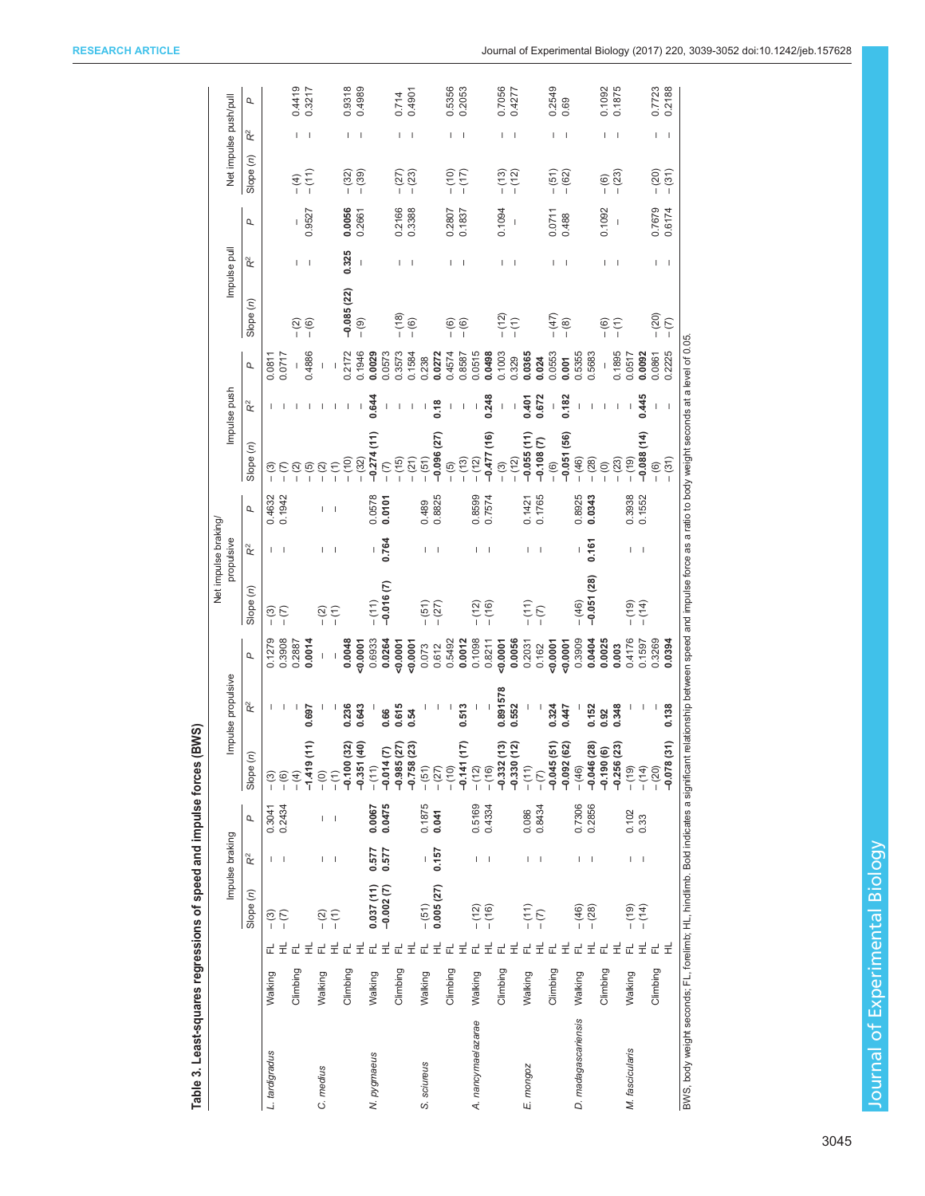**Table 3. Least-squares regressions of speed and impulse forces (BWS)**

| Species | Gait | Limb | Impulse braking | | | Impulse propulsive | | | Net impulse braking/propulsive | | | Impulse push | | | Impulse pull | | | Net impulse push/pull | | |
|---|---|---|---|---|---|---|---|---|---|---|---|---|---|---|---|---|---|---|---|---|
| | | | Slope (*n*) | $R^2$ | *P* | Slope (*n*) | $R^2$ | *P* | Slope (*n*) | $R^2$ | *P* | Slope (*n*) | $R^2$ | *P* | Slope (*n*) | $R^2$ | *P* | Slope (*n*) | $R^2$ | *P* |
| *L. tardigradus* | Walking | FL | – (3) | – | 0.3041 | – (3) | – | 0.1279 | – (3) | – | 0.4632 | – (3) | – | 0.0811 | | | | | | |
| | | HL | – (7) | – | 0.2434 | – (6) | – | 0.3908 | – (7) | – | 0.1942 | – (7) | – | 0.0717 | | | | | | |
| | Climbing | FL | | | | – (4) | – | 0.2887 | | | | – (2) | – | – | – (2) | – | – | – (4) | – | 0.4419 |
| | | HL | | | | **−1.419 (11)** | **0.697** | **0.0014** | | | | – (5) | – | 0.4886 | – (6) | – | 0.9527 | – (11) | – | 0.3217 |
| *C. medius* | Walking | FL | – (2) | – | – | – (0) | – | – | – (2) | – | – | – (2) | – | – | | | | | | |
| | | HL | – (1) | – | – | – (1) | – | – | – (1) | – | – | – (1) | – | – | | | | | | |
| | Climbing | FL | | | | **−0.100 (32)** | **0.236** | **0.0048** | | | | – (10) | – | 0.2172 | **−0.085 (22)** | **0.325** | **0.0056** | – (32) | – | 0.9318 |
| | | HL | | | | **−0.351 (40)** | **0.643** | **<0.0001** | | | | – (32) | – | 0.1946 | – (9) | – | 0.2661 | – (39) | – | 0.4989 |
| *N. pygmaeus* | Walking | FL | **0.037 (11)** | **0.577** | **0.0067** | – (11) | – | 0.6933 | – (11) | – | 0.0578 | **−0.274 (11)** | **0.644** | **0.0029** | | | | | | |
| | | HL | **−0.002 (7)** | **0.577** | **0.0475** | **−0.014 (7)** | **0.66** | **0.0264** | **−0.016 (7)** | **0.764** | **0.0101** | – (7) | – | 0.0573 | | | | | | |
| | Climbing | FL | | | | **−0.985 (27)** | **0.615** | **<0.0001** | | | | – (15) | – | 0.3573 | – (18) | – | 0.2166 | – (27) | – | 0.714 |
| | | HL | | | | **−0.758 (23)** | **0.54** | **<0.0001** | | | | – (21) | – | 0.1584 | – (6) | – | 0.3388 | – (23) | – | 0.4901 |
| *S. sciureus* | Walking | FL | – (51) | – | 0.1875 | – (51) | – | 0.073 | – (51) | – | 0.489 | – (51) | – | 0.238 | | | | | | |
| | | HL | **0.005 (27)** | **0.157** | **0.041** | – (27) | – | 0.612 | – (27) | – | 0.8825 | **−0.096 (27)** | **0.18** | **0.0272** | | | | | | |
| | Climbing | FL | | | | – (10) | – | 0.5492 | | | | – (5) | – | 0.4574 | – (6) | – | 0.2807 | – (10) | – | 0.5356 |
| | | HL | | | | **−0.141 (17)** | **0.513** | **0.0012** | | | | – (13) | – | 0.8587 | – (6) | – | 0.1837 | – (17) | – | 0.2053 |
| *A. nancymaae/azarae* | Walking | FL | – (12) | – | 0.5169 | – (12) | – | 0.1098 | – (12) | – | 0.8599 | – (12) | – | 0.0515 | | | | | | |
| | | HL | – (16) | – | 0.4334 | – (16) | – | 0.8211 | – (16) | – | 0.7574 | **−0.477 (16)** | **0.248** | **0.0498** | | | | | | |
| | Climbing | FL | | | | **−0.332 (13)** | **0.891578** | **<0.0001** | | | | – (3) | – | 0.1003 | – (12) | – | 0.1094 | – (13) | – | 0.7056 |
| | | HL | | | | **−0.330 (12)** | **0.552** | **0.0056** | | | | – (12) | – | 0.329 | – (1) | – | – | – (12) | – | 0.4277 |
| *E. mongoz* | Walking | FL | – (11) | – | 0.086 | – (11) | – | 0.2031 | – (11) | – | 0.1421 | **−0.055 (11)** | **0.401** | **0.0365** | | | | | | |
| | | HL | – (7) | – | 0.8434 | – (7) | – | 0.162 | – (7) | – | 0.1765 | **−0.108 (7)** | **0.672** | **0.024** | | | | | | |
| | Climbing | FL | | | | **−0.045 (51)** | **0.324** | **<0.0001** | | | | – (6) | – | 0.0553 | – (47) | – | 0.0711 | – (51) | – | 0.2549 |
| | | HL | | | | **−0.092 (62)** | **0.447** | **<0.0001** | | | | **−0.051 (56)** | **0.182** | **0.001** | – (8) | – | 0.488 | – (62) | – | 0.69 |
| *D. madagascariensis* | Walking | FL | – (46) | – | 0.7306 | – (46) | – | 0.3909 | – (46) | – | 0.8925 | – (46) | – | 0.5355 | | | | | | |
| | | HL | – (28) | – | 0.2856 | **−0.046 (28)** | **0.152** | **0.0404** | **−0.051 (28)** | **0.161** | **0.0343** | – (28) | – | 0.5683 | | | | | | |
| | Climbing | FL | | | | **−0.190 (6)** | **0.92** | **0.0025** | | | | – (0) | – | – | – (6) | – | 0.1092 | – (6) | – | 0.1092 |
| | | HL | | | | **−0.256 (23)** | **0.348** | **0.003** | | | | – (23) | – | 0.1895 | – (1) | – | – | – (23) | – | 0.1875 |
| *M. fascicularis* | Walking | FL | – (19) | – | 0.102 | – (19) | – | 0.4176 | – (19) | – | 0.3938 | – (19) | – | 0.0517 | | | | | | |
| | | HL | – (14) | – | 0.33 | – (14) | – | 0.1597 | – (14) | – | 0.1552 | **−0.088 (14)** | **0.445** | **0.0092** | | | | | | |
| | Climbing | FL | | | | – (20) | – | 0.3269 | | | | – (6) | – | 0.0861 | – (20) | – | 0.7679 | – (20) | – | 0.7723 |
| | | HL | | | | **−0.078 (31)** | **0.138** | **0.0394** | | | | – (31) | – | 0.2225 | – (7) | – | 0.6174 | – (31) | – | 0.2188 |

BWS, body weight seconds; FL, forelimb; HL, hindlimb. Bold indicates a significant relationship between speed and impulse force as a ratio to body weight seconds at a level of 0.05.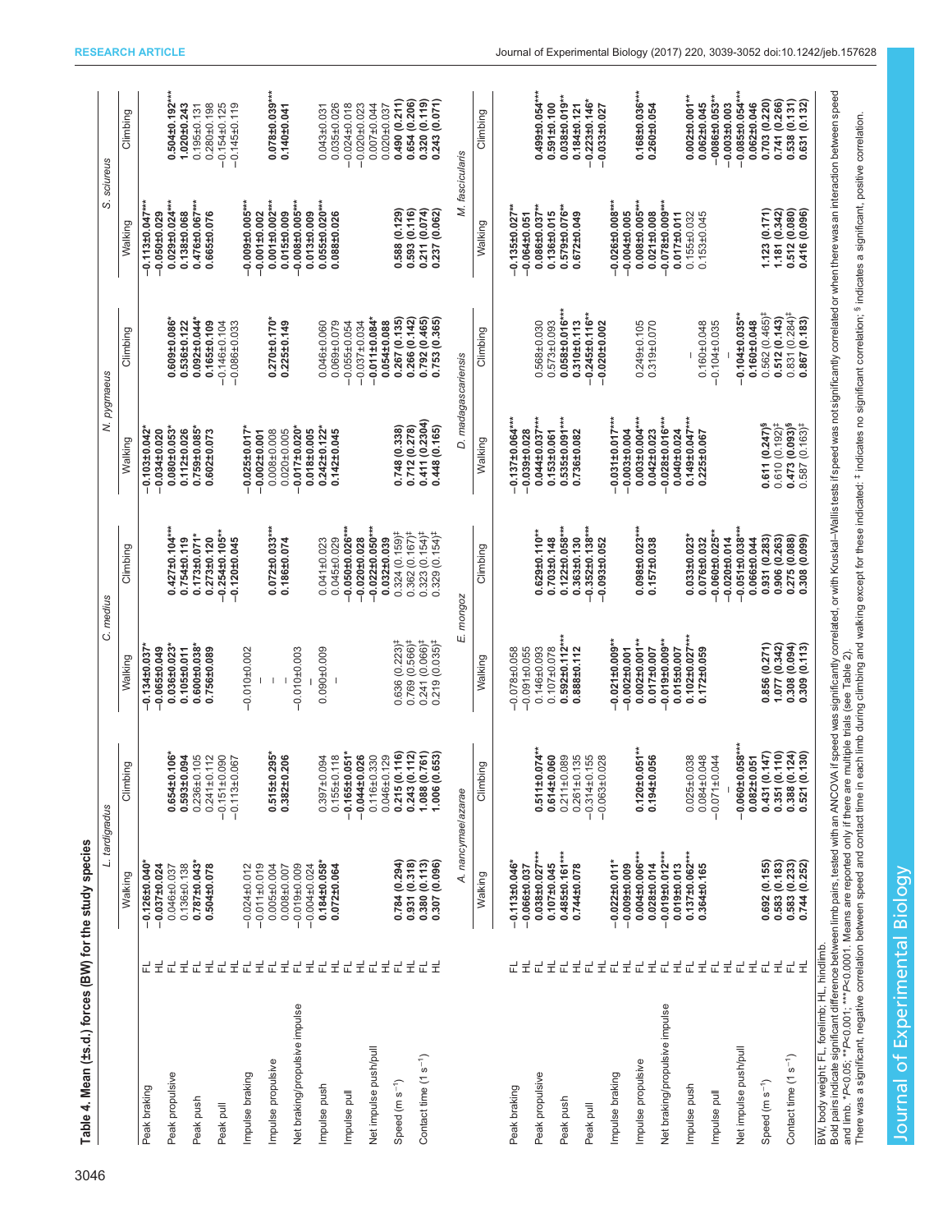**Table 4. Mean (±s.d.) forces (BW) for the study species**

| | | *L. tardigradus* | | *C. medius* | | *N. pygmaeus* | | *S. sciureus* | |
|---|---|---|---|---|---|---|---|---|---|
| | | Walking | Climbing | Walking | Climbing | Walking | Climbing | Walking | Climbing |
| Peak braking | FL | −0.126±0.040* | | −0.134±0.037* | | −0.103±0.042* | | −0.113±0.047*** | |
| | HL | −0.037±0.024 | | −0.065±0.049 | | −0.034±0.020 | | −0.050±0.029 | |
| Peak propulsive | FL | 0.046±0.037 | 0.654±0.106* | 0.036±0.023* | 0.427±0.104*** | 0.080±0.053* | 0.609±0.086* | 0.029±0.024*** | 0.504±0.192*** |
| | HL | 0.136±0.138 | 0.593±0.094 | 0.105±0.011 | 0.754±0.119 | 0.112±0.026 | 0.536±0.122 | 0.138±0.068 | 1.020±0.243 |
| Peak push | FL | 0.787±0.043* | 0.236±0.105 | 0.600±0.038* | 0.173±0.071* | 0.759±0.085* | 0.092±0.044* | 0.476±0.067*** | 0.195±0.131 |
| | HL | 0.504±0.078 | 0.241±0.112 | 0.756±0.089 | 0.273±0.120 | 0.602±0.073 | 0.165±0.109 | 0.665±0.076 | 0.280±0.198 |
| Peak pull | FL | | −0.151±0.090 | | −0.254±0.105** | | −0.146±0.104 | | −0.154±0.125 |
| | HL | | −0.113±0.067 | | −0.120±0.045 | | −0.086±0.033 | | −0.145±0.119 |
| Impulse braking | FL | −0.024±0.012 | | −0.010±0.002 | | −0.025±0.017* | | −0.009±0.005*** | |
| | HL | −0.011±0.019 | | – | | −0.002±0.001 | | −0.001±0.002 | |
| Impulse propulsive | FL | 0.005±0.004 | 0.515±0.295* | – | 0.072±0.033*** | 0.008±0.008 | 0.270±0.170* | 0.001±0.002*** | 0.078±0.039*** |
| | HL | 0.008±0.007 | 0.382±0.206 | – | 0.186±0.074 | 0.020±0.005 | 0.225±0.149 | 0.015±0.009 | 0.140±0.041 |
| Net braking/propulsive impulse | FL | −0.019±0.009 | | −0.010±0.003 | | −0.017±0.020* | | −0.008±0.005*** | |
| | HL | −0.004±0.024 | | – | | 0.018±0.005 | | 0.013±0.009 | |
| Impulse push | FL | 0.184±0.058* | 0.397±0.094 | 0.090±0.009 | 0.041±0.023 | 0.242±0.122* | 0.046±0.060 | 0.055±0.020*** | 0.043±0.031 |
| | HL | 0.072±0.064 | 0.155±0.118 | – | 0.045±0.029 | 0.142±0.045 | 0.069±0.079 | 0.088±0.026 | 0.035±0.026 |
| Impulse pull | FL | | −0.165±0.051* | | −0.050±0.026*** | | −0.055±0.054 | | −0.024±0.018 |
| | HL | | −0.044±0.026 | | −0.020±0.028 | | −0.037±0.034 | | −0.020±0.023 |
| Net impulse push/pull | FL | | 0.116±0.330 | | −0.022±0.050*** | | −0.011±0.084* | | 0.007±0.044 |
| | HL | | 0.046±0.129 | | 0.032±0.039 | | 0.054±0.088 | | 0.020±0.037 |
| Speed (m s−1) | FL | 0.784 (0.294) | 0.215 (0.116) | 0.636 (0.223)‡ | 0.324 (0.159)‡ | 0.748 (0.338) | 0.267 (0.135) | 0.588 (0.129) | 0.490 (0.211) |
| | HL | 0.931 (0.318) | 0.243 (0.112) | 0.769 (0.566)‡ | 0.362 (0.167)‡ | 0.712 (0.278) | 0.266 (0.142) | 0.593 (0.116) | 0.654 (0.206) |
| Contact time (1 s−1) | FL | 0.380 (0.113) | 1.088 (0.761) | 0.241 (0.066)‡ | 0.323 (0.154)‡ | 0.411 (0.2304) | 0.792 (0.465) | 0.211 (0.074) | 0.320 (0.119) |
| | HL | 0.307 (0.096) | 1.006 (0.653) | 0.219 (0.035)‡ | 0.329 (0.154)‡ | 0.448 (0.165) | 0.753 (0.365) | 0.237 (0.062) | 0.243 (0.071) |
| | | *A. nancymaae/azarae* | | *E. mongoz* | | *D. madagascariensis* | | *M. fascicularis* | |
| | | Walking | Climbing | Walking | Climbing | Walking | Climbing | Walking | Climbing |
| Peak braking | FL | −0.113±0.046* | | −0.078±0.058 | | −0.137±0.064*** | | −0.135±0.027** | |
| | HL | −0.066±0.037 | | −0.091±0.055 | | −0.039±0.028 | | −0.064±0.051 | |
| Peak propulsive | FL | 0.038±0.027*** | 0.511±0.074** | 0.146±0.093 | 0.629±0.110** | 0.044±0.037*** | 0.568±0.030 | 0.086±0.037** | 0.499±0.054*** |
| | HL | 0.107±0.045 | 0.614±0.060 | 0.107±0.078 | 0.703±0.148 | 0.153±0.061 | 0.573±0.093 | 0.136±0.015 | 0.591±0.100 |
| Peak push | FL | 0.485±0.161*** | 0.211±0.089 | 0.592±0.112*** | 0.122±0.058*** | 0.535±0.091*** | 0.058±0.016*** | 0.579±0.076** | 0.038±0.019** |
| | HL | 0.744±0.078 | 0.261±0.135 | 0.888±0.112 | 0.363±0.130 | 0.736±0.082 | 0.310±0.113 | 0.672±0.049 | 0.184±0.121 |
| Peak pull | FL | | −0.314±0.155 | | −0.352±0.138*** | | −0.245±0.116** | | −0.223±0.146* |
| | HL | | −0.063±0.028 | | −0.093±0.052 | | −0.020±0.002 | | −0.033±0.027 |
| Impulse braking | FL | −0.022±0.011* | | −0.021±0.009** | | −0.031±0.017*** | | −0.026±0.008*** | |
| | HL | −0.009±0.009 | | −0.002±0.001 | | −0.003±0.004 | | −0.004±0.005 | |
| Impulse propulsive | FL | 0.004±0.006*** | 0.120±0.051** | 0.002±0.001** | 0.098±0.023*** | 0.003±0.004*** | 0.249±0.105 | 0.008±0.005*** | 0.168±0.036*** |
| | HL | 0.028±0.014 | 0.194±0.056 | 0.017±0.007 | 0.157±0.038 | 0.042±0.023 | 0.319±0.070 | 0.021±0.008 | 0.260±0.054 |
| Net braking/propulsive impulse | FL | −0.019±0.012*** | | −0.019±0.009** | | −0.028±0.016*** | | −0.078±0.009*** | |
| | HL | 0.019±0.013 | | 0.015±0.007 | | 0.040±0.024 | | 0.017±0.011 | |
| Impulse push | FL | 0.137±0.062*** | 0.025±0.038 | 0.102±0.027*** | 0.033±0.023* | 0.149±0.047*** | – | 0.155±0.032 | 0.002±0.001** |
| | HL | 0.364±0.165 | 0.084±0.048 | 0.172±0.059 | 0.076±0.032 | 0.225±0.067 | 0.160±0.048 | 0.153±0.045 | 0.062±0.045 |
| Impulse pull | FL | | −0.071±0.044 | | −0.060±0.025** | | −0.104±0.035 | | −0086±0.053** |
| | HL | | – | | −0.020±0.014 | | – | | −0.003±0.003 |
| Net impulse push/pull | FL | | −0.060±0.058*** | | −0.051±0.038*** | | −0.104±0.035** | | −0.085±0.054*** |
| | HL | | 0.082±0.051 | | 0.066±0.044 | | 0.160±0.048 | | 0.062±0.046 |
| Speed (m s−1) | FL | 0.692 (0.155) | 0.431 (0.147) | 0.856 (0.271) | 0.931 (0.283) | 0.611 (0.247)§ | 0.562 (0.465)† | 1.123 (0.171) | 0.703 (0.220) |
| | HL | 0.583 (0.183) | 0.351 (0.110) | 1.077 (0.342) | 0.906 (0.263) | 0.610 (0.192)‡ | 0.512 (0.143) | 1.181 (0.342) | 0.741 (0.266) |
| Contact time (1 s−1) | FL | 0.583 (0.233) | 0.388 (0.124) | 0.308 (0.094) | 0.275 (0.088) | 0.473 (0.093)§ | 0.831 (0.284)† | 0.512 (0.080) | 0.538 (0.131) |
| | HL | 0.744 (0.252) | 0.521 (0.130) | 0.309 (0.113) | 0.308 (0.099) | 0.587 (0.163)‡ | 0.867 (0.183) | 0.416 (0.096) | 0.631 (0.132) |

BW, body weight; FL, forelimb; HL, hindlimb.
Bold pairs indicate significant difference between limb pairs, tested with an ANCOVA if speed was significantly correlated, or with Kruskal–Wallis tests if speed was not significantly correlated or when there was an interaction between speed and limb. *P<0.05; **P<0.001; ***P<0.0001. Means are reported only if there are multiple trials (see Table 2).
There was a significant, negative correlation between speed and contact time in each limb during climbing and walking except for these indicated: ‡ indicates no significant correlation; § indicates a significant, negative correlation; † indicates a significant, positive correlation.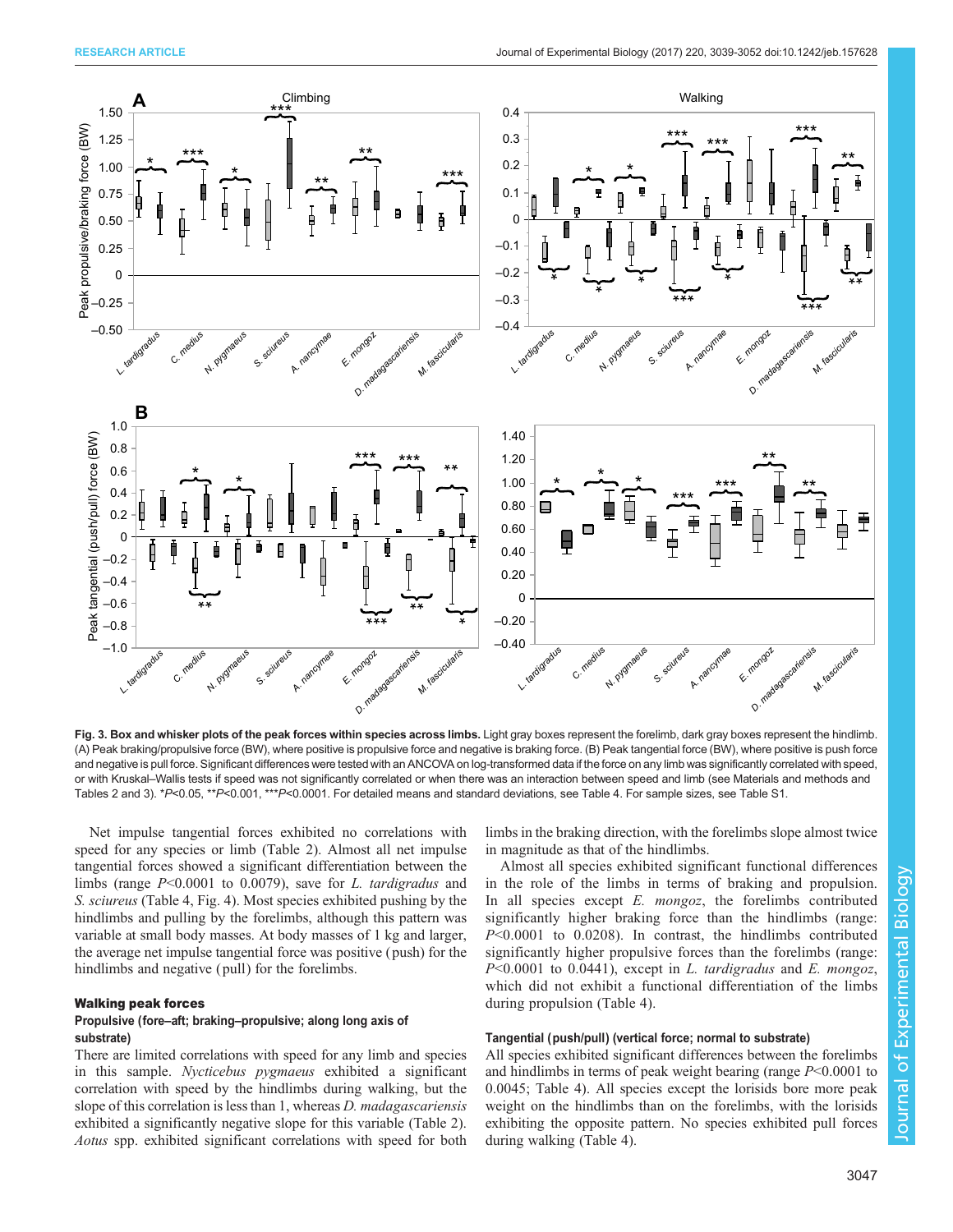**Fig. 3. Box and whisker plots of the peak forces within species across limbs.** Light gray boxes represent the forelimb, dark gray boxes represent the hindlimb. (A) Peak braking/propulsive force (BW), where positive is propulsive force and negative is braking force. (B) Peak tangential force (BW), where positive is push force and negative is pull force. Significant differences were tested with an ANCOVA on log-transformed data if the force on any limb was significantly correlated with speed, or with Kruskal–Wallis tests if speed was not significantly correlated or when there was an interaction between speed and limb (see Materials and methods and Tables 2 and 3). \*$P$<0.05, \*\*$P$<0.001, \*\*\*$P$<0.0001. For detailed means and standard deviations, see Table 4. For sample sizes, see Table S1.

Net impulse tangential forces exhibited no correlations with speed for any species or limb (Table 2). Almost all net impulse tangential forces showed a significant differentiation between the limbs (range $P$<0.0001 to 0.0079), save for *L. tardigradus* and *S. sciureus* (Table 4, Fig. 4). Most species exhibited pushing by the hindlimbs and pulling by the forelimbs, although this pattern was variable at small body masses. At body masses of 1 kg and larger, the average net impulse tangential force was positive (push) for the hindlimbs and negative (pull) for the forelimbs.

## Walking peak forces

### Propulsive (fore–aft; braking–propulsive; along long axis of substrate)

There are limited correlations with speed for any limb and species in this sample. *Nycticebus pygmaeus* exhibited a significant correlation with speed by the hindlimbs during walking, but the slope of this correlation is less than 1, whereas *D. madagascariensis* exhibited a significantly negative slope for this variable (Table 2). *Aotus* spp. exhibited significant correlations with speed for both limbs in the braking direction, with the forelimbs slope almost twice in magnitude as that of the hindlimbs.

Almost all species exhibited significant functional differences in the role of the limbs in terms of braking and propulsion. In all species except *E. mongoz*, the forelimbs contributed significantly higher braking force than the hindlimbs (range: $P$<0.0001 to 0.0208). In contrast, the hindlimbs contributed significantly higher propulsive forces than the forelimbs (range: $P$<0.0001 to 0.0441), except in *L. tardigradus* and *E. mongoz*, which did not exhibit a functional differentiation of the limbs during propulsion (Table 4).

### Tangential (push/pull) (vertical force; normal to substrate)

All species exhibited significant differences between the forelimbs and hindlimbs in terms of peak weight bearing (range $P$<0.0001 to 0.0045; Table 4). All species except the lorisids bore more peak weight on the hindlimbs than on the forelimbs, with the lorisids exhibiting the opposite pattern. No species exhibited pull forces during walking (Table 4).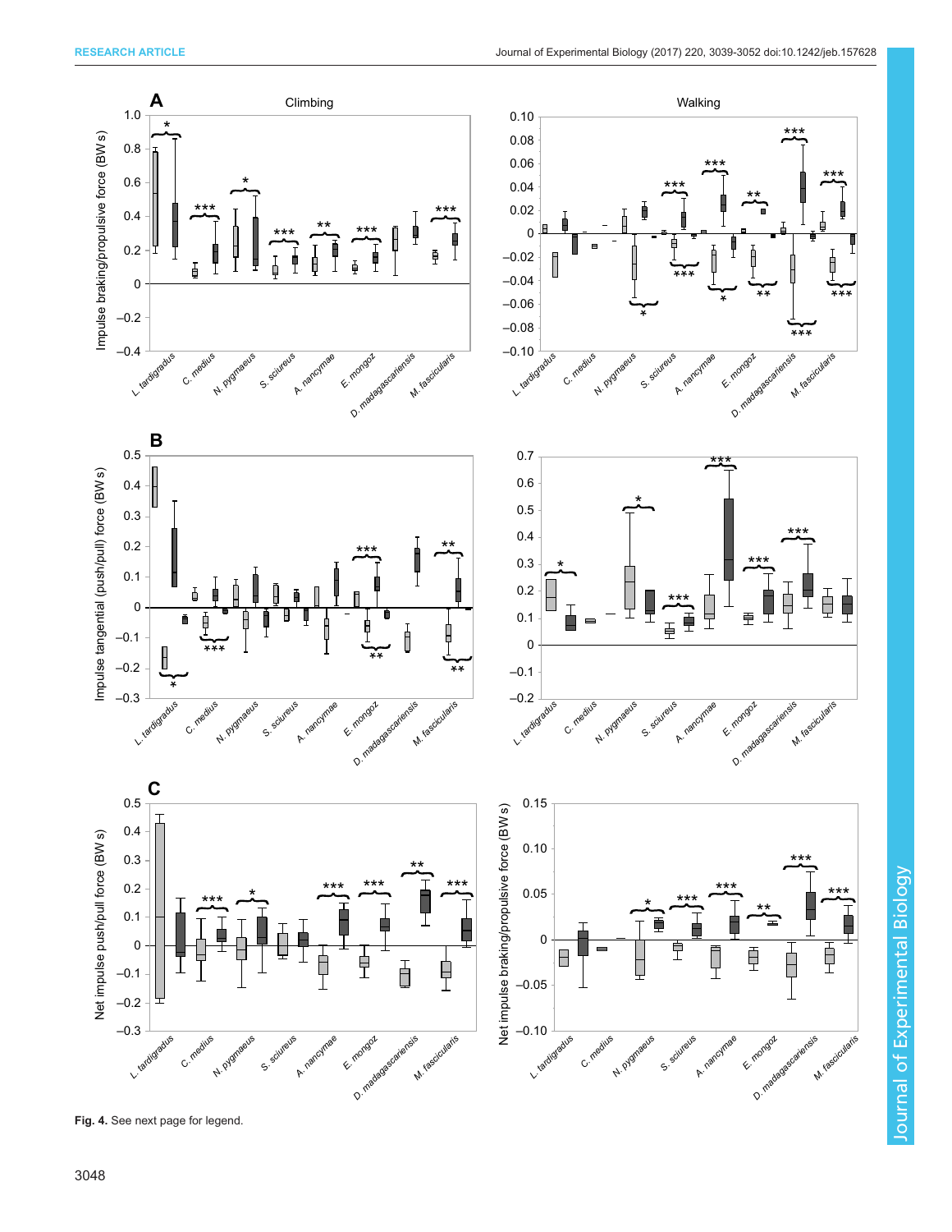**Fig. 4.** See next page for legend.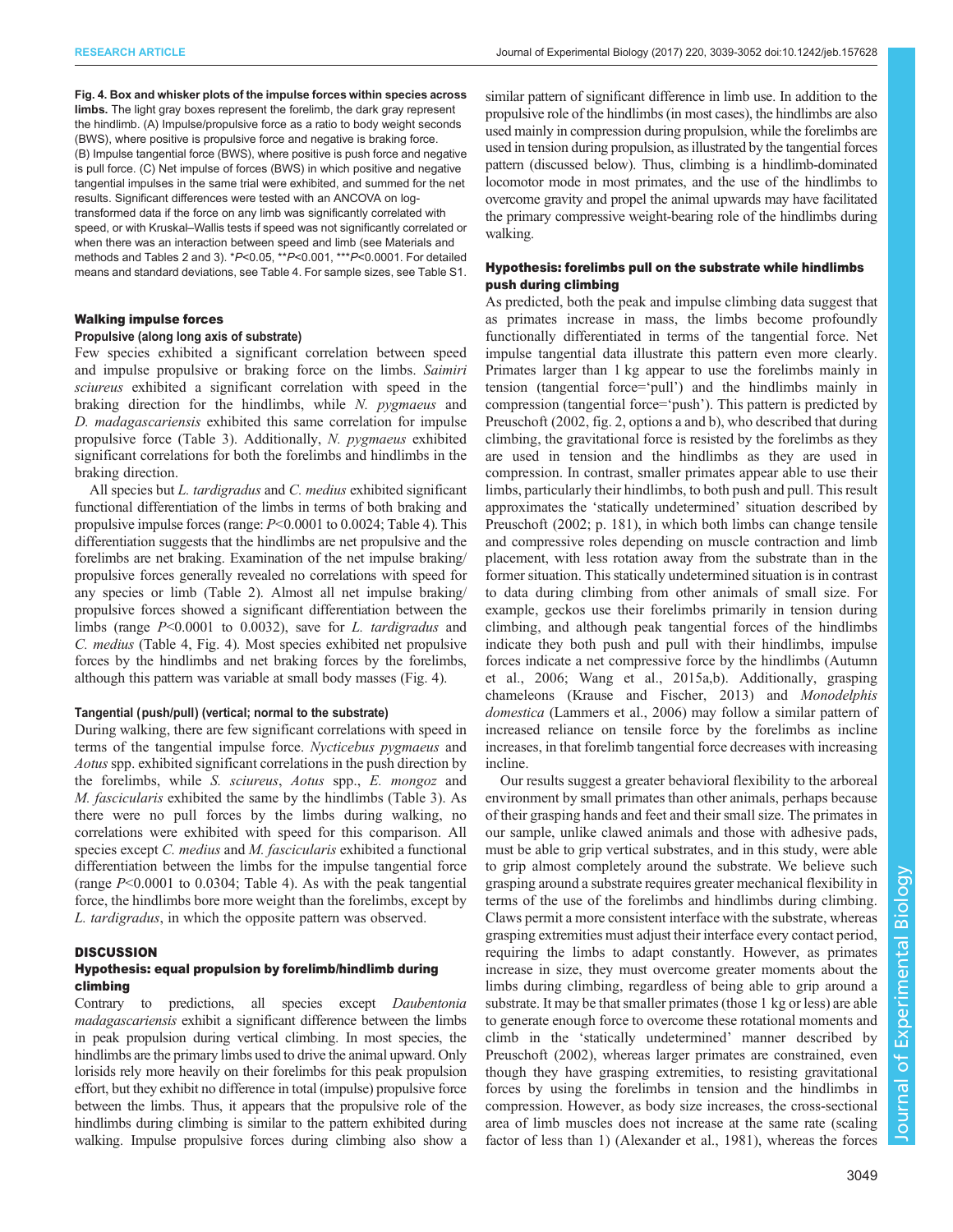**Fig. 4. Box and whisker plots of the impulse forces within species across limbs.** The light gray boxes represent the forelimb, the dark gray represent the hindlimb. (A) Impulse/propulsive force as a ratio to body weight seconds (BWS), where positive is propulsive force and negative is braking force. (B) Impulse tangential force (BWS), where positive is push force and negative is pull force. (C) Net impulse of forces (BWS) in which positive and negative tangential impulses in the same trial were exhibited, and summed for the net results. Significant differences were tested with an ANCOVA on log-transformed data if the force on any limb was significantly correlated with speed, or with Kruskal–Wallis tests if speed was not significantly correlated or when there was an interaction between speed and limb (see Materials and methods and Tables 2 and 3). \*$P<0.05$, \*\*$P<0.001$, \*\*\*$P<0.0001$. For detailed means and standard deviations, see Table 4. For sample sizes, see Table S1.

## Walking impulse forces

### Propulsive (along long axis of substrate)

Few species exhibited a significant correlation between speed and impulse propulsive or braking force on the limbs. *Saimiri sciureus* exhibited a significant correlation with speed in the braking direction for the hindlimbs, while *N. pygmaeus* and *D. madagascariensis* exhibited this same correlation for impulse propulsive force (Table 3). Additionally, *N. pygmaeus* exhibited significant correlations for both the forelimbs and hindlimbs in the braking direction.

All species but *L. tardigradus* and *C. medius* exhibited significant functional differentiation of the limbs in terms of both braking and propulsive impulse forces (range: $P<0.0001$ to 0.0024; Table 4). This differentiation suggests that the hindlimbs are net propulsive and the forelimbs are net braking. Examination of the net impulse braking/propulsive forces generally revealed no correlations with speed for any species or limb (Table 2). Almost all net impulse braking/propulsive forces showed a significant differentiation between the limbs (range $P<0.0001$ to 0.0032), save for *L. tardigradus* and *C. medius* (Table 4, Fig. 4). Most species exhibited net propulsive forces by the hindlimbs and net braking forces by the forelimbs, although this pattern was variable at small body masses (Fig. 4).

### Tangential (push/pull) (vertical; normal to the substrate)

During walking, there are few significant correlations with speed in terms of the tangential impulse force. *Nycticebus pygmaeus* and *Aotus* spp. exhibited significant correlations in the push direction by the forelimbs, while *S. sciureus*, *Aotus* spp., *E. mongoz* and *M. fascicularis* exhibited the same by the hindlimbs (Table 3). As there were no pull forces by the limbs during walking, no correlations were exhibited with speed for this comparison. All species except *C. medius* and *M. fascicularis* exhibited a functional differentiation between the limbs for the impulse tangential force (range $P<0.0001$ to 0.0304; Table 4). As with the peak tangential force, the hindlimbs bore more weight than the forelimbs, except by *L. tardigradus*, in which the opposite pattern was observed.

## DISCUSSION

### Hypothesis: equal propulsion by forelimb/hindlimb during climbing

Contrary to predictions, all species except *Daubentonia madagascariensis* exhibit a significant difference between the limbs in peak propulsion during vertical climbing. In most species, the hindlimbs are the primary limbs used to drive the animal upward. Only lorisids rely more heavily on their forelimbs for this peak propulsion effort, but they exhibit no difference in total (impulse) propulsive force between the limbs. Thus, it appears that the propulsive role of the hindlimbs during climbing is similar to the pattern exhibited during walking. Impulse propulsive forces during climbing also show a similar pattern of significant difference in limb use. In addition to the propulsive role of the hindlimbs (in most cases), the hindlimbs are also used mainly in compression during propulsion, while the forelimbs are used in tension during propulsion, as illustrated by the tangential forces pattern (discussed below). Thus, climbing is a hindlimb-dominated locomotor mode in most primates, and the use of the hindlimbs to overcome gravity and propel the animal upwards may have facilitated the primary compressive weight-bearing role of the hindlimbs during walking.

### Hypothesis: forelimbs pull on the substrate while hindlimbs push during climbing

As predicted, both the peak and impulse climbing data suggest that as primates increase in mass, the limbs become profoundly functionally differentiated in terms of the tangential force. Net impulse tangential data illustrate this pattern even more clearly. Primates larger than 1 kg appear to use the forelimbs mainly in tension (tangential force='pull') and the hindlimbs mainly in compression (tangential force='push'). This pattern is predicted by Preuschoft (2002, fig. 2, options a and b), who described that during climbing, the gravitational force is resisted by the forelimbs as they are used in tension and the hindlimbs as they are used in compression. In contrast, smaller primates appear able to use their limbs, particularly their hindlimbs, to both push and pull. This result approximates the 'statically undetermined' situation described by Preuschoft (2002; p. 181), in which both limbs can change tensile and compressive roles depending on muscle contraction and limb placement, with less rotation away from the substrate than in the former situation. This statically undetermined situation is in contrast to data during climbing from other animals of small size. For example, geckos use their forelimbs primarily in tension during climbing, and although peak tangential forces of the hindlimbs indicate they both push and pull with their hindlimbs, impulse forces indicate a net compressive force by the hindlimbs (Autumn et al., 2006; Wang et al., 2015a,b). Additionally, grasping chameleons (Krause and Fischer, 2013) and *Monodelphis domestica* (Lammers et al., 2006) may follow a similar pattern of increased reliance on tensile force by the forelimbs as incline increases, in that forelimb tangential force decreases with increasing incline.

Our results suggest a greater behavioral flexibility to the arboreal environment by small primates than other animals, perhaps because of their grasping hands and feet and their small size. The primates in our sample, unlike clawed animals and those with adhesive pads, must be able to grip vertical substrates, and in this study, were able to grip almost completely around the substrate. We believe such grasping around a substrate requires greater mechanical flexibility in terms of the use of the forelimbs and hindlimbs during climbing. Claws permit a more consistent interface with the substrate, whereas grasping extremities must adjust their interface every contact period, requiring the limbs to adapt constantly. However, as primates increase in size, they must overcome greater moments about the limbs during climbing, regardless of being able to grip around a substrate. It may be that smaller primates (those 1 kg or less) are able to generate enough force to overcome these rotational moments and climb in the 'statically undetermined' manner described by Preuschoft (2002), whereas larger primates are constrained, even though they have grasping extremities, to resisting gravitational forces by using the forelimbs in tension and the hindlimbs in compression. However, as body size increases, the cross-sectional area of limb muscles does not increase at the same rate (scaling factor of less than 1) (Alexander et al., 1981), whereas the forces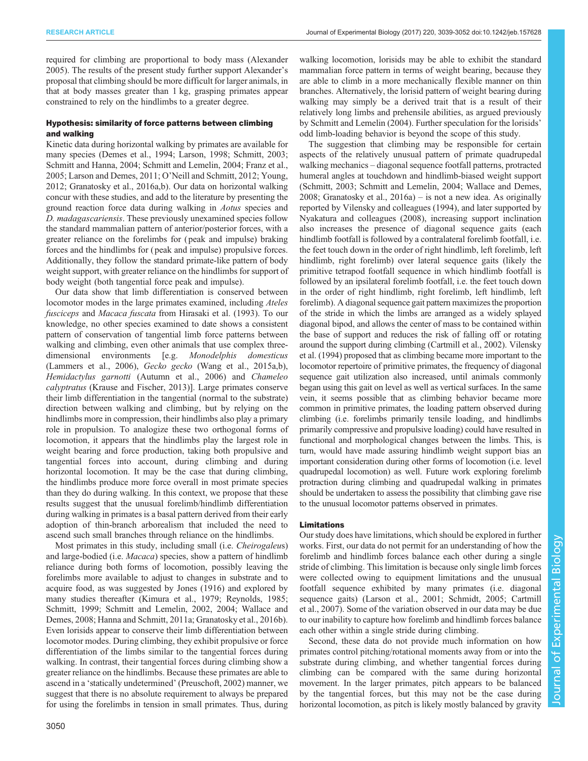required for climbing are proportional to body mass (Alexander 2005). The results of the present study further support Alexander's proposal that climbing should be more difficult for larger animals, in that at body masses greater than 1 kg, grasping primates appear constrained to rely on the hindlimbs to a greater degree.

### Hypothesis: similarity of force patterns between climbing and walking

Kinetic data during horizontal walking by primates are available for many species (Demes et al., 1994; Larson, 1998; Schmitt, 2003; Schmitt and Hanna, 2004; Schmitt and Lemelin, 2004; Franz et al., 2005; Larson and Demes, 2011; O'Neill and Schmitt, 2012; Young, 2012; Granatosky et al., 2016a,b). Our data on horizontal walking concur with these studies, and add to the literature by presenting the ground reaction force data during walking in *Aotus* species and *D. madagascariensis*. These previously unexamined species follow the standard mammalian pattern of anterior/posterior forces, with a greater reliance on the forelimbs for (peak and impulse) braking forces and the hindlimbs for (peak and impulse) propulsive forces. Additionally, they follow the standard primate-like pattern of body weight support, with greater reliance on the hindlimbs for support of body weight (both tangential force peak and impulse).

Our data show that limb differentiation is conserved between locomotor modes in the large primates examined, including *Ateles fusciceps* and *Macaca fuscata* from Hirasaki et al. (1993). To our knowledge, no other species examined to date shows a consistent pattern of conservation of tangential limb force patterns between walking and climbing, even other animals that use complex three-dimensional environments [e.g. *Monodelphis domesticus* (Lammers et al., 2006), *Gecko gecko* (Wang et al., 2015a,b), *Hemidactylus garnotti* (Autumn et al., 2006) and *Chameleo calyptratus* (Krause and Fischer, 2013)]. Large primates conserve their limb differentiation in the tangential (normal to the substrate) direction between walking and climbing, but by relying on the hindlimbs more in compression, their hindlimbs also play a primary role in propulsion. To analogize these two orthogonal forms of locomotion, it appears that the hindlimbs play the largest role in weight bearing and force production, taking both propulsive and tangential forces into account, during climbing and during horizontal locomotion. It may be the case that during climbing, the hindlimbs produce more force overall in most primate species than they do during walking. In this context, we propose that these results suggest that the unusual forelimb/hindlimb differentiation during walking in primates is a basal pattern derived from their early adoption of thin-branch arborealism that included the need to ascend such small branches through reliance on the hindlimbs.

Most primates in this study, including small (i.e. *Cheirogaleus*) and large-bodied (i.e. *Macaca*) species, show a pattern of hindlimb reliance during both forms of locomotion, possibly leaving the forelimbs more available to adjust to changes in substrate and to acquire food, as was suggested by Jones (1916) and explored by many studies thereafter (Kimura et al., 1979; Reynolds, 1985; Schmitt, 1999; Schmitt and Lemelin, 2002, 2004; Wallace and Demes, 2008; Hanna and Schmitt, 2011a; Granatosky et al., 2016b). Even lorisids appear to conserve their limb differentiation between locomotor modes. During climbing, they exhibit propulsive or force differentiation of the limbs similar to the tangential forces during walking. In contrast, their tangential forces during climbing show a greater reliance on the hindlimbs. Because these primates are able to ascend in a 'statically undetermined' (Preuschoft, 2002) manner, we suggest that there is no absolute requirement to always be prepared for using the forelimbs in tension in small primates. Thus, during walking locomotion, lorisids may be able to exhibit the standard mammalian force pattern in terms of weight bearing, because they are able to climb in a more mechanically flexible manner on thin branches. Alternatively, the lorisid pattern of weight bearing during walking may simply be a derived trait that is a result of their relatively long limbs and prehensile abilities, as argued previously by Schmitt and Lemelin (2004). Further speculation for the lorisids' odd limb-loading behavior is beyond the scope of this study.

The suggestion that climbing may be responsible for certain aspects of the relatively unusual pattern of primate quadrupedal walking mechanics – diagonal sequence footfall patterns, protracted humeral angles at touchdown and hindlimb-biased weight support (Schmitt, 2003; Schmitt and Lemelin, 2004; Wallace and Demes, 2008; Granatosky et al., 2016a) – is not a new idea. As originally reported by Vilensky and colleagues (1994), and later supported by Nyakatura and colleagues (2008), increasing support inclination also increases the presence of diagonal sequence gaits (each hindlimb footfall is followed by a contralateral forelimb footfall, i.e. the feet touch down in the order of right hindlimb, left forelimb, left hindlimb, right forelimb) over lateral sequence gaits (likely the primitive tetrapod footfall sequence in which hindlimb footfall is followed by an ipsilateral forelimb footfall, i.e. the feet touch down in the order of right hindlimb, right forelimb, left hindlimb, left forelimb). A diagonal sequence gait pattern maximizes the proportion of the stride in which the limbs are arranged as a widely splayed diagonal bipod, and allows the center of mass to be contained within the base of support and reduces the risk of falling off or rotating around the support during climbing (Cartmill et al., 2002). Vilensky et al. (1994) proposed that as climbing became more important to the locomotor repertoire of primitive primates, the frequency of diagonal sequence gait utilization also increased, until animals commonly began using this gait on level as well as vertical surfaces. In the same vein, it seems possible that as climbing behavior became more common in primitive primates, the loading pattern observed during climbing (i.e. forelimbs primarily tensile loading, and hindlimbs primarily compressive and propulsive loading) could have resulted in functional and morphological changes between the limbs. This, is turn, would have made assuring hindlimb weight support bias an important consideration during other forms of locomotion (i.e. level quadrupedal locomotion) as well. Future work exploring forelimb protraction during climbing and quadrupedal walking in primates should be undertaken to assess the possibility that climbing gave rise to the unusual locomotor patterns observed in primates.

### Limitations

Our study does have limitations, which should be explored in further works. First, our data do not permit for an understanding of how the forelimb and hindlimb forces balance each other during a single stride of climbing. This limitation is because only single limb forces were collected owing to equipment limitations and the unusual footfall sequence exhibited by many primates (i.e. diagonal sequence gaits) (Larson et al., 2001; Schmidt, 2005; Cartmill et al., 2007). Some of the variation observed in our data may be due to our inability to capture how forelimb and hindlimb forces balance each other within a single stride during climbing.

Second, these data do not provide much information on how primates control pitching/rotational moments away from or into the substrate during climbing, and whether tangential forces during climbing can be compared with the same during horizontal movement. In the larger primates, pitch appears to be balanced by the tangential forces, but this may not be the case during horizontal locomotion, as pitch is likely mostly balanced by gravity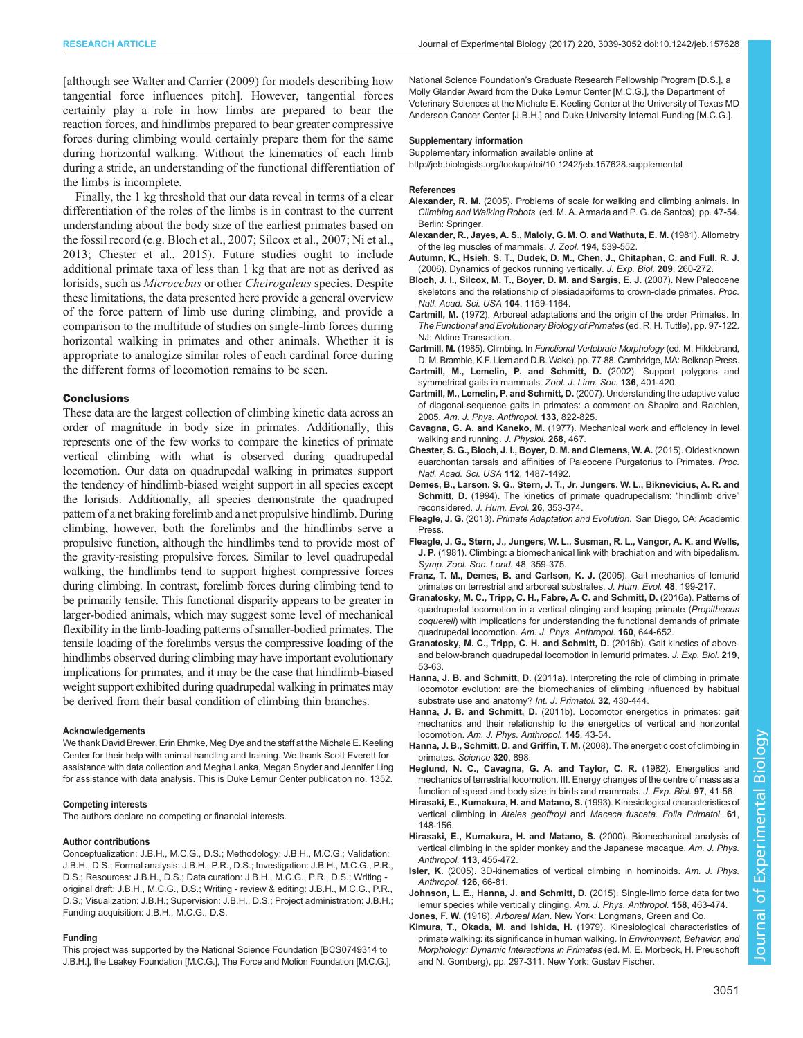[although see Walter and Carrier (2009) for models describing how tangential force influences pitch]. However, tangential forces certainly play a role in how limbs are prepared to bear the reaction forces, and hindlimbs prepared to bear greater compressive forces during climbing would certainly prepare them for the same during horizontal walking. Without the kinematics of each limb during a stride, an understanding of the functional differentiation of the limbs is incomplete.

Finally, the 1 kg threshold that our data reveal in terms of a clear differentiation of the roles of the limbs is in contrast to the current understanding about the body size of the earliest primates based on the fossil record (e.g. Bloch et al., 2007; Silcox et al., 2007; Ni et al., 2013; Chester et al., 2015). Future studies ought to include additional primate taxa of less than 1 kg that are not as derived as lorisids, such as *Microcebus* or other *Cheirogaleus* species. Despite these limitations, the data presented here provide a general overview of the force pattern of limb use during climbing, and provide a comparison to the multitude of studies on single-limb forces during horizontal walking in primates and other animals. Whether it is appropriate to analogize similar roles of each cardinal force during the different forms of locomotion remains to be seen.

## Conclusions

These data are the largest collection of climbing kinetic data across an order of magnitude in body size in primates. Additionally, this represents one of the few works to compare the kinetics of primate vertical climbing with what is observed during quadrupedal locomotion. Our data on quadrupedal walking in primates support the tendency of hindlimb-biased weight support in all species except the lorisids. Additionally, all species demonstrate the quadruped pattern of a net braking forelimb and a net propulsive hindlimb. During climbing, however, both the forelimbs and the hindlimbs serve a propulsive function, although the hindlimbs tend to provide most of the gravity-resisting propulsive forces. Similar to level quadrupedal walking, the hindlimbs tend to support highest compressive forces during climbing. In contrast, forelimb forces during climbing tend to be primarily tensile. This functional disparity appears to be greater in larger-bodied animals, which may suggest some level of mechanical flexibility in the limb-loading patterns of smaller-bodied primates. The tensile loading of the forelimbs versus the compressive loading of the hindlimbs observed during climbing may have important evolutionary implications for primates, and it may be the case that hindlimb-biased weight support exhibited during quadrupedal walking in primates may be derived from their basal condition of climbing thin branches.

#### Acknowledgements

We thank David Brewer, Erin Ehmke, Meg Dye and the staff at the Michale E. Keeling Center for their help with animal handling and training. We thank Scott Everett for assistance with data collection and Megha Lanka, Megan Snyder and Jennifer Ling for assistance with data analysis. This is Duke Lemur Center publication no. 1352.

#### Competing interests

The authors declare no competing or financial interests.

#### Author contributions

Conceptualization: J.B.H., M.C.G., D.S.; Methodology: J.B.H., M.C.G.; Validation: J.B.H., D.S.; Formal analysis: J.B.H., P.R., D.S.; Investigation: J.B.H., M.C.G., P.R., D.S.; Resources: J.B.H., D.S.; Data curation: J.B.H., M.C.G., P.R., D.S.; Writing - original draft: J.B.H., M.C.G., D.S.; Writing - review & editing: J.B.H., M.C.G., P.R., D.S.; Visualization: J.B.H.; Supervision: J.B.H., D.S.; Project administration: J.B.H.; Funding acquisition: J.B.H., M.C.G., D.S.

#### Funding

This project was supported by the National Science Foundation [BCS0749314 to J.B.H.], the Leakey Foundation [M.C.G.], The Force and Motion Foundation [M.C.G.], National Science Foundation's Graduate Research Fellowship Program [D.S.], a Molly Glander Award from the Duke Lemur Center [M.C.G.], the Department of Veterinary Sciences at the Michale E. Keeling Center at the University of Texas MD Anderson Cancer Center [J.B.H.] and Duke University Internal Funding [M.C.G.].

#### Supplementary information

Supplementary information available online at
http://jeb.biologists.org/lookup/doi/10.1242/jeb.157628.supplemental

#### References

**Alexander, R. M.** (2005). Problems of scale for walking and climbing animals. In *Climbing and Walking Robots* (ed. M. A. Armada and P. G. de Santos), pp. 47-54. Berlin: Springer.

**Alexander, R., Jayes, A. S., Maloiy, G. M. O. and Wathuta, E. M.** (1981). Allometry of the leg muscles of mammals. *J. Zool.* **194**, 539-552.

**Autumn, K., Hsieh, S. T., Dudek, D. M., Chen, J., Chitaphan, C. and Full, R. J.** (2006). Dynamics of geckos running vertically. *J. Exp. Biol.* **209**, 260-272.

**Bloch, J. I., Silcox, M. T., Boyer, D. M. and Sargis, E. J.** (2007). New Paleocene skeletons and the relationship of plesiadapiforms to crown-clade primates. *Proc. Natl. Acad. Sci. USA* **104**, 1159-1164.

**Cartmill, M.** (1972). Arboreal adaptations and the origin of the order Primates. In *The Functional and Evolutionary Biology of Primates* (ed. R. H. Tuttle), pp. 97-122. NJ: Aldine Transaction.

**Cartmill, M.** (1985). Climbing. In *Functional Vertebrate Morphology* (ed. M. Hildebrand, D. M. Bramble, K.F. Liem and D.B. Wake), pp. 77-88. Cambridge, MA: Belknap Press.

**Cartmill, M., Lemelin, P. and Schmitt, D.** (2002). Support polygons and symmetrical gaits in mammals. *Zool. J. Linn. Soc.* **136**, 401-420.

**Cartmill, M., Lemelin, P. and Schmitt, D.** (2007). Understanding the adaptive value of diagonal-sequence gaits in primates: a comment on Shapiro and Raichlen, 2005. *Am. J. Phys. Anthropol.* **133**, 822-825.

**Cavagna, G. A. and Kaneko, M.** (1977). Mechanical work and efficiency in level walking and running. *J. Physiol.* **268**, 467.

**Chester, S. G., Bloch, J. I., Boyer, D. M. and Clemens, W. A.** (2015). Oldest known euarchontan tarsals and affinities of Paleocene Purgatorius to Primates. *Proc. Natl. Acad. Sci. USA* **112**, 1487-1492.

**Demes, B., Larson, S. G., Stern, J. T., Jr, Jungers, W. L., Biknevicius, A. R. and Schmitt, D.** (1994). The kinetics of primate quadrupedalism: "hindlimb drive" reconsidered. *J. Hum. Evol.* **26**, 353-374.

**Fleagle, J. G.** (2013). *Primate Adaptation and Evolution*. San Diego, CA: Academic Press.

**Fleagle, J. G., Stern, J., Jungers, W. L., Susman, R. L., Vangor, A. K. and Wells, J. P.** (1981). Climbing: a biomechanical link with brachiation and with bipedalism. *Symp. Zool. Soc. Lond.* 48, 359-375.

**Franz, T. M., Demes, B. and Carlson, K. J.** (2005). Gait mechanics of lemurid primates on terrestrial and arboreal substrates. *J. Hum. Evol.* **48**, 199-217.

**Granatosky, M. C., Tripp, C. H., Fabre, A. C. and Schmitt, D.** (2016a). Patterns of quadrupedal locomotion in a vertical clinging and leaping primate (*Propithecus coquereli*) with implications for understanding the functional demands of primate quadrupedal locomotion. *Am. J. Phys. Anthropol.* **160**, 644-652.

**Granatosky, M. C., Tripp, C. H. and Schmitt, D.** (2016b). Gait kinetics of above- and below-branch quadrupedal locomotion in lemurid primates. *J. Exp. Biol.* **219**, 53-63.

**Hanna, J. B. and Schmitt, D.** (2011a). Interpreting the role of climbing in primate locomotor evolution: are the biomechanics of climbing influenced by habitual substrate use and anatomy? *Int. J. Primatol.* **32**, 430-444.

**Hanna, J. B. and Schmitt, D.** (2011b). Locomotor energetics in primates: gait mechanics and their relationship to the energetics of vertical and horizontal locomotion. *Am. J. Phys. Anthropol.* **145**, 43-54.

**Hanna, J. B., Schmitt, D. and Griffin, T. M.** (2008). The energetic cost of climbing in primates. *Science* **320**, 898.

**Heglund, N. C., Cavagna, G. A. and Taylor, C. R.** (1982). Energetics and mechanics of terrestrial locomotion. III. Energy changes of the centre of mass as a function of speed and body size in birds and mammals. *J. Exp. Biol.* **97**, 41-56.

**Hirasaki, E., Kumakura, H. and Matano, S.** (1993). Kinesiological characteristics of vertical climbing in *Ateles geoffroyi* and *Macaca fuscata*. *Folia Primatol.* **61**, 148-156.

**Hirasaki, E., Kumakura, H. and Matano, S.** (2000). Biomechanical analysis of vertical climbing in the spider monkey and the Japanese macaque. *Am. J. Phys. Anthropol.* **113**, 455-472.

**Isler, K.** (2005). 3D-kinematics of vertical climbing in hominoids. *Am. J. Phys. Anthropol.* **126**, 66-81.

**Johnson, L. E., Hanna, J. and Schmitt, D.** (2015). Single-limb force data for two lemur species while vertically clinging. *Am. J. Phys. Anthropol.* **158**, 463-474.

**Jones, F. W.** (1916). *Arboreal Man*. New York: Longmans, Green and Co.

**Kimura, T., Okada, M. and Ishida, H.** (1979). Kinesiological characteristics of primate walking: its significance in human walking. In *Environment, Behavior, and Morphology: Dynamic Interactions in Primates* (ed. M. E. Morbeck, H. Preuschoft and N. Gomberg), pp. 297-311. New York: Gustav Fischer.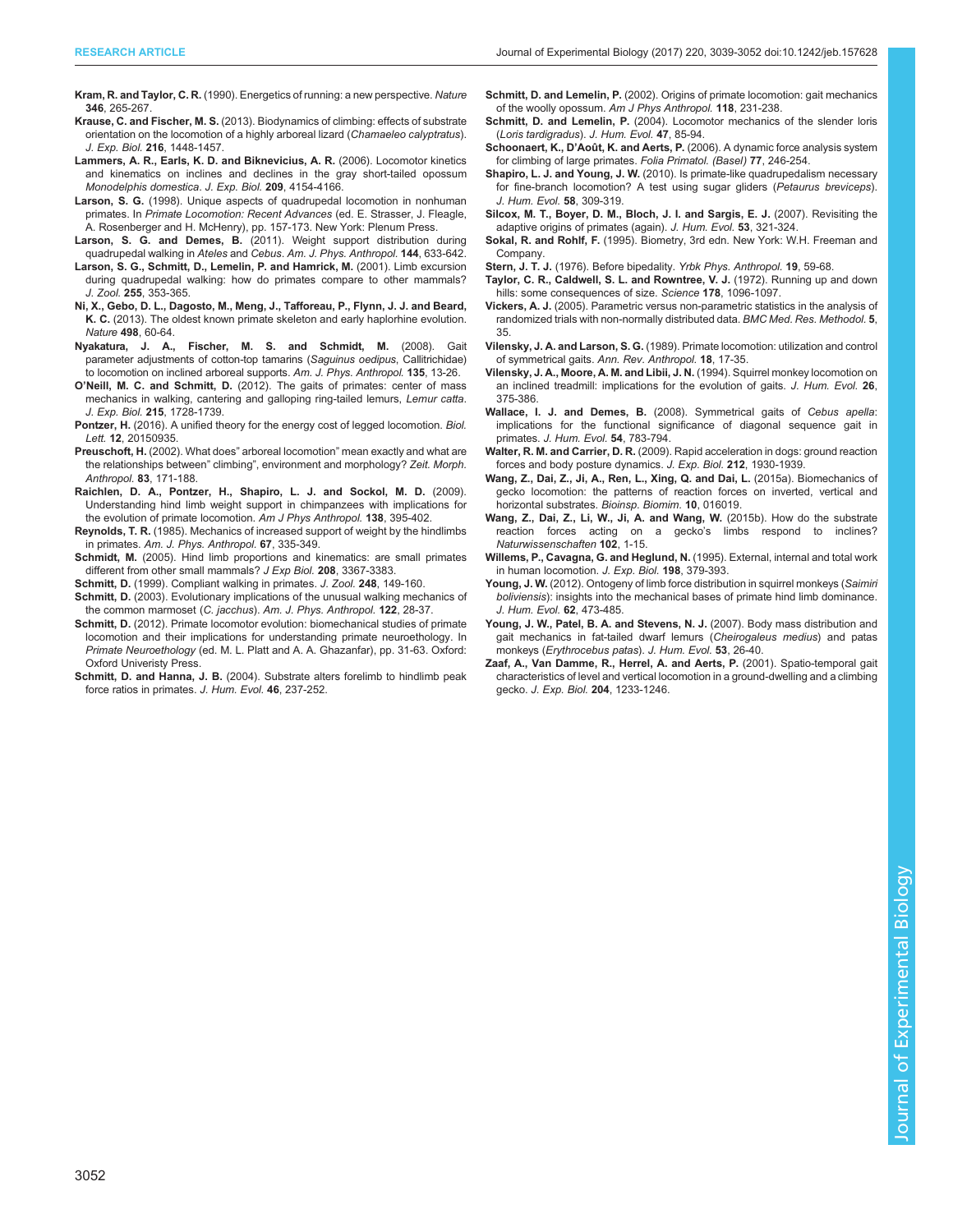**Kram, R. and Taylor, C. R.** (1990). Energetics of running: a new perspective. *Nature* **346**, 265-267.

**Krause, C. and Fischer, M. S.** (2013). Biodynamics of climbing: effects of substrate orientation on the locomotion of a highly arboreal lizard (*Chamaeleo calyptratus*). *J. Exp. Biol.* **216**, 1448-1457.

**Lammers, A. R., Earls, K. D. and Biknevicius, A. R.** (2006). Locomotor kinetics and kinematics on inclines and declines in the gray short-tailed opossum *Monodelphis domestica*. *J. Exp. Biol.* **209**, 4154-4166.

**Larson, S. G.** (1998). Unique aspects of quadrupedal locomotion in nonhuman primates. In *Primate Locomotion: Recent Advances* (ed. E. Strasser, J. Fleagle, A. Rosenberger and H. McHenry), pp. 157-173. New York: Plenum Press.

**Larson, S. G. and Demes, B.** (2011). Weight support distribution during quadrupedal walking in *Ateles* and *Cebus*. *Am. J. Phys. Anthropol.* **144**, 633-642.

**Larson, S. G., Schmitt, D., Lemelin, P. and Hamrick, M.** (2001). Limb excursion during quadrupedal walking: how do primates compare to other mammals? *J. Zool.* **255**, 353-365.

**Ni, X., Gebo, D. L., Dagosto, M., Meng, J., Tafforeau, P., Flynn, J. J. and Beard, K. C.** (2013). The oldest known primate skeleton and early haplorhine evolution. *Nature* **498**, 60-64.

**Nyakatura, J. A., Fischer, M. S. and Schmidt, M.** (2008). Gait parameter adjustments of cotton-top tamarins (*Saguinus oedipus*, Callitrichidae) to locomotion on inclined arboreal supports. *Am. J. Phys. Anthropol.* **135**, 13-26.

**O'Neill, M. C. and Schmitt, D.** (2012). The gaits of primates: center of mass mechanics in walking, cantering and galloping ring-tailed lemurs, *Lemur catta*. *J. Exp. Biol.* **215**, 1728-1739.

**Pontzer, H.** (2016). A unified theory for the energy cost of legged locomotion. *Biol. Lett.* **12**, 20150935.

**Preuschoft, H.** (2002). What does" arboreal locomotion" mean exactly and what are the relationships between" climbing", environment and morphology? *Zeit. Morph. Anthropol.* **83**, 171-188.

**Raichlen, D. A., Pontzer, H., Shapiro, L. J. and Sockol, M. D.** (2009). Understanding hind limb weight support in chimpanzees with implications for the evolution of primate locomotion. *Am J Phys Anthropol.* **138**, 395-402.

**Reynolds, T. R.** (1985). Mechanics of increased support of weight by the hindlimbs in primates. *Am. J. Phys. Anthropol.* **67**, 335-349.

**Schmidt, M.** (2005). Hind limb proportions and kinematics: are small primates different from other small mammals? *J Exp Biol.* **208**, 3367-3383.

**Schmitt, D.** (1999). Compliant walking in primates. *J. Zool.* **248**, 149-160.

**Schmitt, D.** (2003). Evolutionary implications of the unusual walking mechanics of the common marmoset (*C. jacchus*). *Am. J. Phys. Anthropol.* **122**, 28-37.

**Schmitt, D.** (2012). Primate locomotor evolution: biomechanical studies of primate locomotion and their implications for understanding primate neuroethology. In *Primate Neuroethology* (ed. M. L. Platt and A. A. Ghazanfar), pp. 31-63. Oxford: Oxford Univeristy Press.

**Schmitt, D. and Hanna, J. B.** (2004). Substrate alters forelimb to hindlimb peak force ratios in primates. *J. Hum. Evol.* **46**, 237-252.

**Schmitt, D. and Lemelin, P.** (2002). Origins of primate locomotion: gait mechanics of the woolly opossum. *Am J Phys Anthropol.* **118**, 231-238.

**Schmitt, D. and Lemelin, P.** (2004). Locomotor mechanics of the slender loris (*Loris tardigradus*). *J. Hum. Evol.* **47**, 85-94.

**Schoonaert, K., D'Août, K. and Aerts, P.** (2006). A dynamic force analysis system for climbing of large primates. *Folia Primatol. (Basel)* **77**, 246-254.

**Shapiro, L. J. and Young, J. W.** (2010). Is primate-like quadrupedalism necessary for fine-branch locomotion? A test using sugar gliders (*Petaurus breviceps*). *J. Hum. Evol.* **58**, 309-319.

**Silcox, M. T., Boyer, D. M., Bloch, J. I. and Sargis, E. J.** (2007). Revisiting the adaptive origins of primates (again). *J. Hum. Evol.* **53**, 321-324.

**Sokal, R. and Rohlf, F.** (1995). Biometry, 3rd edn. New York: W.H. Freeman and Company.

**Stern, J. T. J.** (1976). Before bipedality. *Yrbk Phys. Anthropol.* **19**, 59-68.

**Taylor, C. R., Caldwell, S. L. and Rowntree, V. J.** (1972). Running up and down hills: some consequences of size. *Science* **178**, 1096-1097.

**Vickers, A. J.** (2005). Parametric versus non-parametric statistics in the analysis of randomized trials with non-normally distributed data. *BMC Med. Res. Methodol.* **5**, 35.

**Vilensky, J. A. and Larson, S. G.** (1989). Primate locomotion: utilization and control of symmetrical gaits. *Ann. Rev. Anthropol.* **18**, 17-35.

**Vilensky, J. A., Moore, A. M. and Libii, J. N.** (1994). Squirrel monkey locomotion on an inclined treadmill: implications for the evolution of gaits. *J. Hum. Evol.* **26**, 375-386.

**Wallace, I. J. and Demes, B.** (2008). Symmetrical gaits of *Cebus apella*: implications for the functional significance of diagonal sequence gait in primates. *J. Hum. Evol.* **54**, 783-794.

**Walter, R. M. and Carrier, D. R.** (2009). Rapid acceleration in dogs: ground reaction forces and body posture dynamics. *J. Exp. Biol.* **212**, 1930-1939.

**Wang, Z., Dai, Z., Ji, A., Ren, L., Xing, Q. and Dai, L.** (2015a). Biomechanics of gecko locomotion: the patterns of reaction forces on inverted, vertical and horizontal substrates. *Bioinsp. Biomim.* **10**, 016019.

**Wang, Z., Dai, Z., Li, W., Ji, A. and Wang, W.** (2015b). How do the substrate reaction forces acting on a gecko's limbs respond to inclines? *Naturwissenschaften* **102**, 1-15.

**Willems, P., Cavagna, G. and Heglund, N.** (1995). External, internal and total work in human locomotion. *J. Exp. Biol.* **198**, 379-393.

**Young, J. W.** (2012). Ontogeny of limb force distribution in squirrel monkeys (*Saimiri boliviensis*): insights into the mechanical bases of primate hind limb dominance. *J. Hum. Evol.* **62**, 473-485.

**Young, J. W., Patel, B. A. and Stevens, N. J.** (2007). Body mass distribution and gait mechanics in fat-tailed dwarf lemurs (*Cheirogaleus medius*) and patas monkeys (*Erythrocebus patas*). *J. Hum. Evol.* **53**, 26-40.

**Zaaf, A., Van Damme, R., Herrel, A. and Aerts, P.** (2001). Spatio-temporal gait characteristics of level and vertical locomotion in a ground-dwelling and a climbing gecko. *J. Exp. Biol.* **204**, 1233-1246.